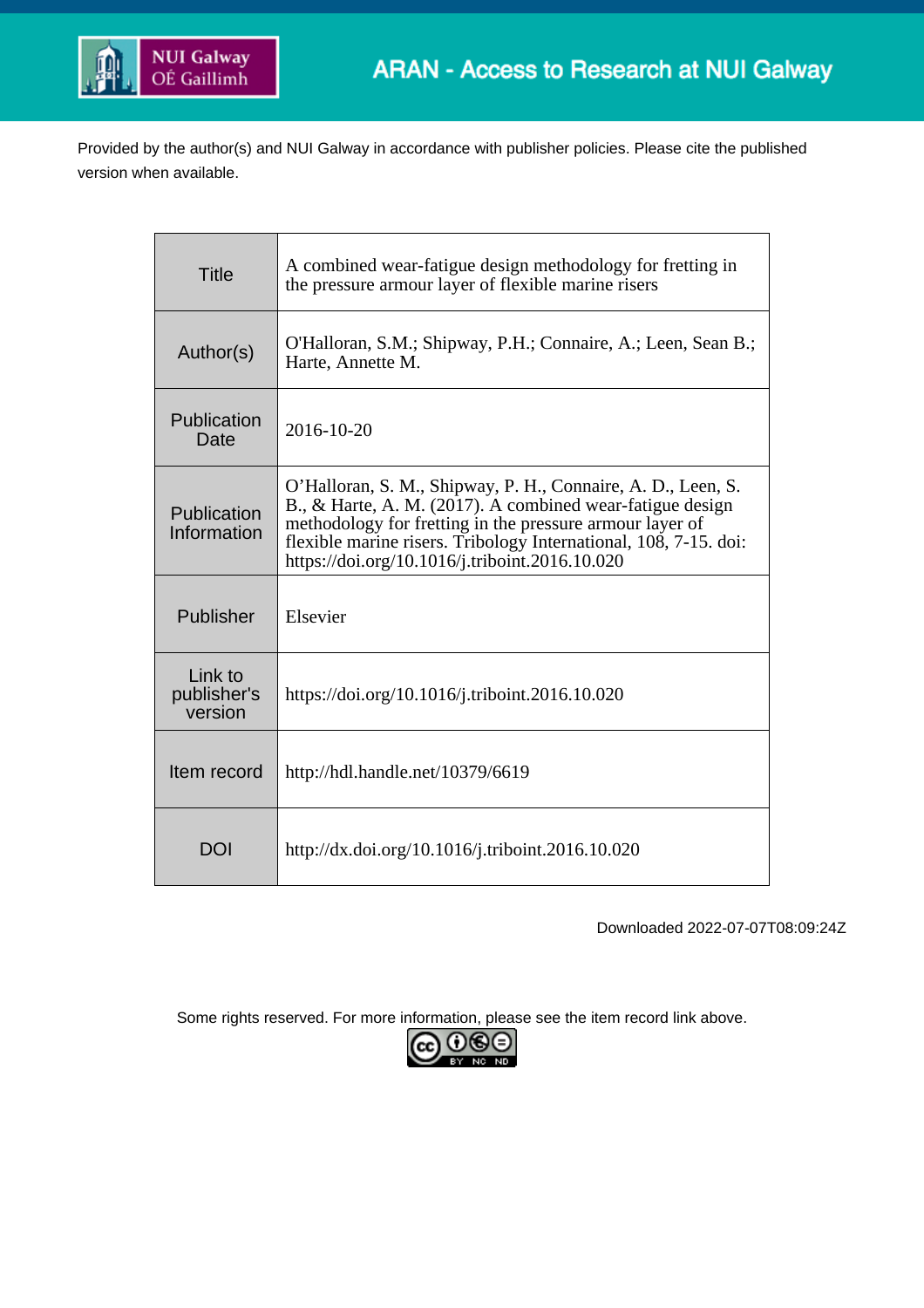Provided by the author(s) and NUI Galway in accordance with publisher policies. Please cite the published version when available.

| | |
|---|---|
| Title | A combined wear-fatigue design methodology for fretting in the pressure armour layer of flexible marine risers |
| Author(s) | O'Halloran, S.M.; Shipway, P.H.; Connaire, A.; Leen, Sean B.; Harte, Annette M. |
| Publication Date | 2016-10-20 |
| Publication Information | O'Halloran, S. M., Shipway, P. H., Connaire, A. D., Leen, S. B., & Harte, A. M. (2017). A combined wear-fatigue design methodology for fretting in the pressure armour layer of flexible marine risers. Tribology International, 108, 7-15. doi: https://doi.org/10.1016/j.triboint.2016.10.020 |
| Publisher | Elsevier |
| Link to publisher's version | https://doi.org/10.1016/j.triboint.2016.10.020 |
| Item record | http://hdl.handle.net/10379/6619 |
| DOI | http://dx.doi.org/10.1016/j.triboint.2016.10.020 |

Downloaded 2022-07-07T08:09:24Z

Some rights reserved. For more information, please see the item record link above.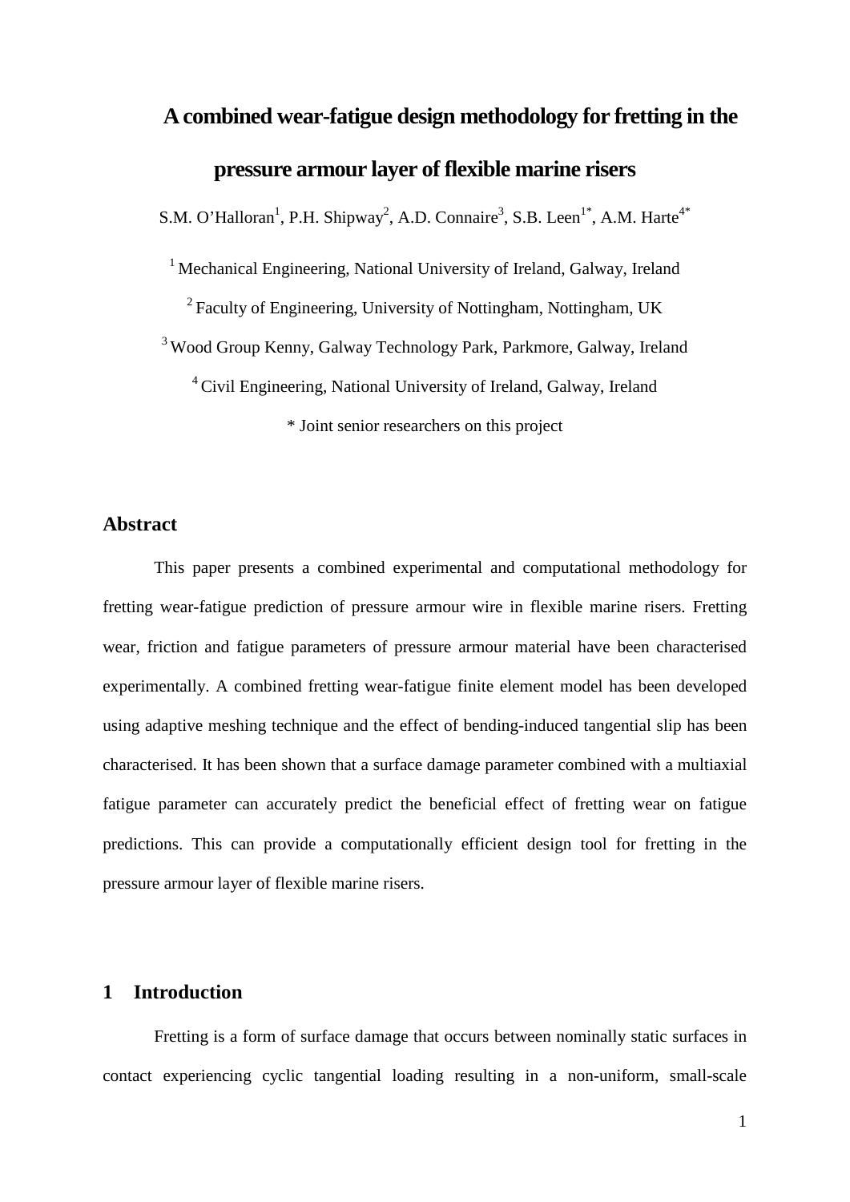# A combined wear-fatigue design methodology for fretting in the pressure armour layer of flexible marine risers

S.M. O'Halloran[1], P.H. Shipway[2], A.D. Connaire[3], S.B. Leen[1*], A.M. Harte[4*]

[1] Mechanical Engineering, National University of Ireland, Galway, Ireland

[2] Faculty of Engineering, University of Nottingham, Nottingham, UK

[3] Wood Group Kenny, Galway Technology Park, Parkmore, Galway, Ireland

[4] Civil Engineering, National University of Ireland, Galway, Ireland

* Joint senior researchers on this project

## Abstract

This paper presents a combined experimental and computational methodology for fretting wear-fatigue prediction of pressure armour wire in flexible marine risers. Fretting wear, friction and fatigue parameters of pressure armour material have been characterised experimentally. A combined fretting wear-fatigue finite element model has been developed using adaptive meshing technique and the effect of bending-induced tangential slip has been characterised. It has been shown that a surface damage parameter combined with a multiaxial fatigue parameter can accurately predict the beneficial effect of fretting wear on fatigue predictions. This can provide a computationally efficient design tool for fretting in the pressure armour layer of flexible marine risers.

## 1 Introduction

Fretting is a form of surface damage that occurs between nominally static surfaces in contact experiencing cyclic tangential loading resulting in a non-uniform, small-scale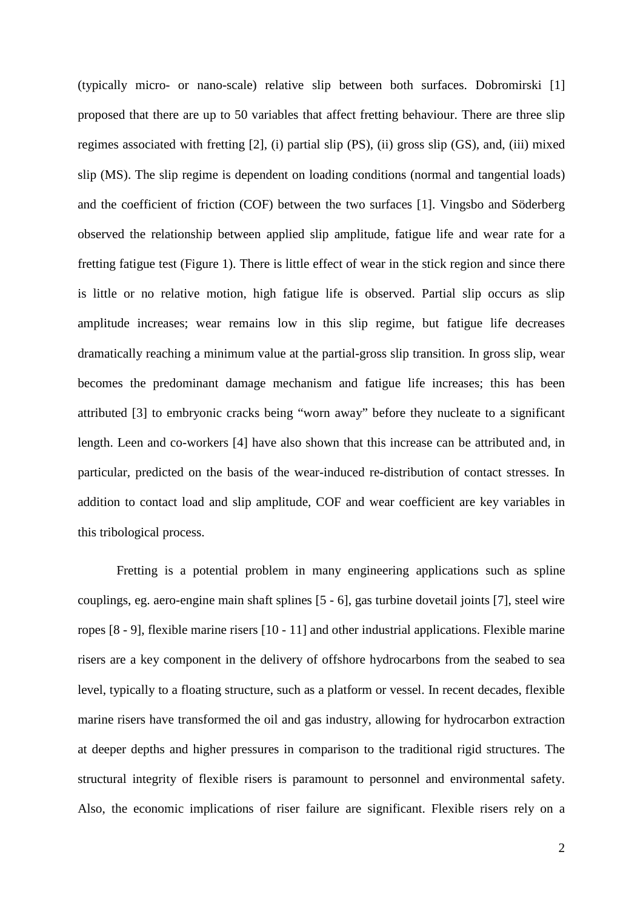(typically micro- or nano-scale) relative slip between both surfaces. Dobromirski [1] proposed that there are up to 50 variables that affect fretting behaviour. There are three slip regimes associated with fretting [2], (i) partial slip (PS), (ii) gross slip (GS), and, (iii) mixed slip (MS). The slip regime is dependent on loading conditions (normal and tangential loads) and the coefficient of friction (COF) between the two surfaces [1]. Vingsbo and Söderberg observed the relationship between applied slip amplitude, fatigue life and wear rate for a fretting fatigue test (Figure 1). There is little effect of wear in the stick region and since there is little or no relative motion, high fatigue life is observed. Partial slip occurs as slip amplitude increases; wear remains low in this slip regime, but fatigue life decreases dramatically reaching a minimum value at the partial-gross slip transition. In gross slip, wear becomes the predominant damage mechanism and fatigue life increases; this has been attributed [3] to embryonic cracks being "worn away" before they nucleate to a significant length. Leen and co-workers [4] have also shown that this increase can be attributed and, in particular, predicted on the basis of the wear-induced re-distribution of contact stresses. In addition to contact load and slip amplitude, COF and wear coefficient are key variables in this tribological process.

Fretting is a potential problem in many engineering applications such as spline couplings, eg. aero-engine main shaft splines [5 - 6], gas turbine dovetail joints [7], steel wire ropes [8 - 9], flexible marine risers [10 - 11] and other industrial applications. Flexible marine risers are a key component in the delivery of offshore hydrocarbons from the seabed to sea level, typically to a floating structure, such as a platform or vessel. In recent decades, flexible marine risers have transformed the oil and gas industry, allowing for hydrocarbon extraction at deeper depths and higher pressures in comparison to the traditional rigid structures. The structural integrity of flexible risers is paramount to personnel and environmental safety. Also, the economic implications of riser failure are significant. Flexible risers rely on a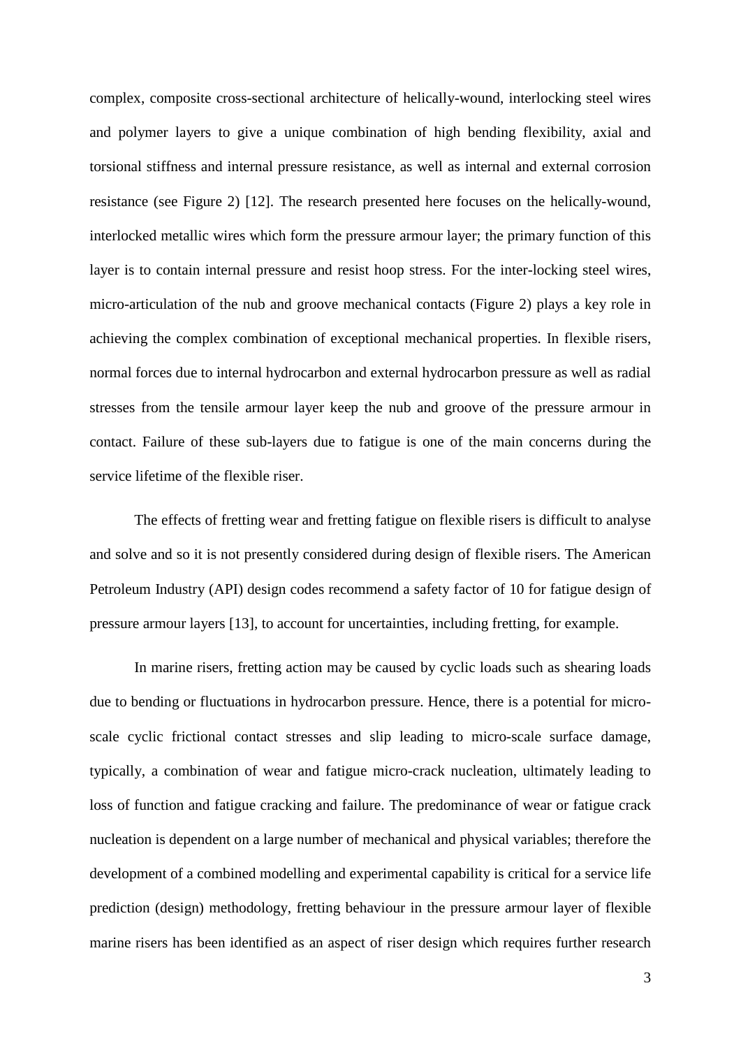complex, composite cross-sectional architecture of helically-wound, interlocking steel wires and polymer layers to give a unique combination of high bending flexibility, axial and torsional stiffness and internal pressure resistance, as well as internal and external corrosion resistance (see Figure 2) [12]. The research presented here focuses on the helically-wound, interlocked metallic wires which form the pressure armour layer; the primary function of this layer is to contain internal pressure and resist hoop stress. For the inter-locking steel wires, micro-articulation of the nub and groove mechanical contacts (Figure 2) plays a key role in achieving the complex combination of exceptional mechanical properties. In flexible risers, normal forces due to internal hydrocarbon and external hydrocarbon pressure as well as radial stresses from the tensile armour layer keep the nub and groove of the pressure armour in contact. Failure of these sub-layers due to fatigue is one of the main concerns during the service lifetime of the flexible riser.

The effects of fretting wear and fretting fatigue on flexible risers is difficult to analyse and solve and so it is not presently considered during design of flexible risers. The American Petroleum Industry (API) design codes recommend a safety factor of 10 for fatigue design of pressure armour layers [13], to account for uncertainties, including fretting, for example.

In marine risers, fretting action may be caused by cyclic loads such as shearing loads due to bending or fluctuations in hydrocarbon pressure. Hence, there is a potential for micro-scale cyclic frictional contact stresses and slip leading to micro-scale surface damage, typically, a combination of wear and fatigue micro-crack nucleation, ultimately leading to loss of function and fatigue cracking and failure. The predominance of wear or fatigue crack nucleation is dependent on a large number of mechanical and physical variables; therefore the development of a combined modelling and experimental capability is critical for a service life prediction (design) methodology, fretting behaviour in the pressure armour layer of flexible marine risers has been identified as an aspect of riser design which requires further research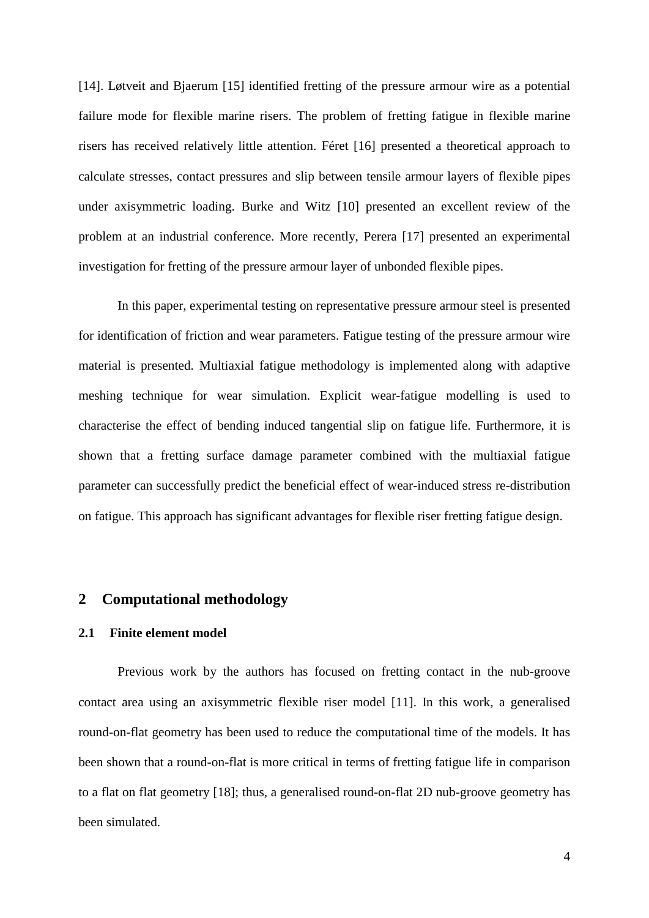[14]. Løtveit and Bjaerum [15] identified fretting of the pressure armour wire as a potential failure mode for flexible marine risers. The problem of fretting fatigue in flexible marine risers has received relatively little attention. Féret [16] presented a theoretical approach to calculate stresses, contact pressures and slip between tensile armour layers of flexible pipes under axisymmetric loading. Burke and Witz [10] presented an excellent review of the problem at an industrial conference. More recently, Perera [17] presented an experimental investigation for fretting of the pressure armour layer of unbonded flexible pipes.

In this paper, experimental testing on representative pressure armour steel is presented for identification of friction and wear parameters. Fatigue testing of the pressure armour wire material is presented. Multiaxial fatigue methodology is implemented along with adaptive meshing technique for wear simulation. Explicit wear-fatigue modelling is used to characterise the effect of bending induced tangential slip on fatigue life. Furthermore, it is shown that a fretting surface damage parameter combined with the multiaxial fatigue parameter can successfully predict the beneficial effect of wear-induced stress re-distribution on fatigue. This approach has significant advantages for flexible riser fretting fatigue design.

## 2 Computational methodology

### 2.1 Finite element model

Previous work by the authors has focused on fretting contact in the nub-groove contact area using an axisymmetric flexible riser model [11]. In this work, a generalised round-on-flat geometry has been used to reduce the computational time of the models. It has been shown that a round-on-flat is more critical in terms of fretting fatigue life in comparison to a flat on flat geometry [18]; thus, a generalised round-on-flat 2D nub-groove geometry has been simulated.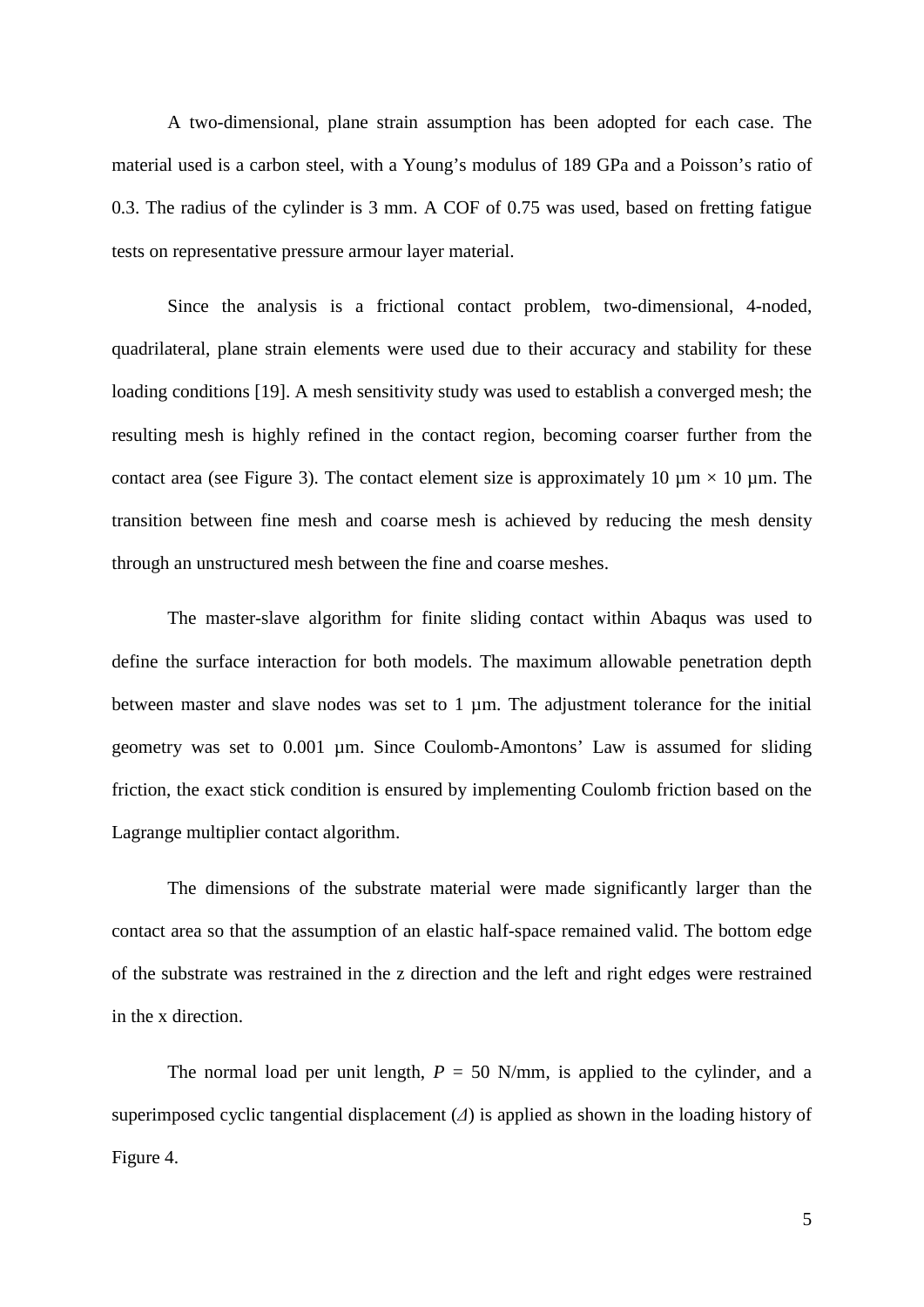A two-dimensional, plane strain assumption has been adopted for each case. The material used is a carbon steel, with a Young's modulus of 189 GPa and a Poisson's ratio of 0.3. The radius of the cylinder is 3 mm. A COF of 0.75 was used, based on fretting fatigue tests on representative pressure armour layer material.

Since the analysis is a frictional contact problem, two-dimensional, 4-noded, quadrilateral, plane strain elements were used due to their accuracy and stability for these loading conditions [19]. A mesh sensitivity study was used to establish a converged mesh; the resulting mesh is highly refined in the contact region, becoming coarser further from the contact area (see Figure 3). The contact element size is approximately 10 µm × 10 µm. The transition between fine mesh and coarse mesh is achieved by reducing the mesh density through an unstructured mesh between the fine and coarse meshes.

The master-slave algorithm for finite sliding contact within Abaqus was used to define the surface interaction for both models. The maximum allowable penetration depth between master and slave nodes was set to 1 µm. The adjustment tolerance for the initial geometry was set to 0.001 µm. Since Coulomb-Amontons' Law is assumed for sliding friction, the exact stick condition is ensured by implementing Coulomb friction based on the Lagrange multiplier contact algorithm.

The dimensions of the substrate material were made significantly larger than the contact area so that the assumption of an elastic half-space remained valid. The bottom edge of the substrate was restrained in the z direction and the left and right edges were restrained in the x direction.

The normal load per unit length, $P$ = 50 N/mm, is applied to the cylinder, and a superimposed cyclic tangential displacement ($\Delta$) is applied as shown in the loading history of Figure 4.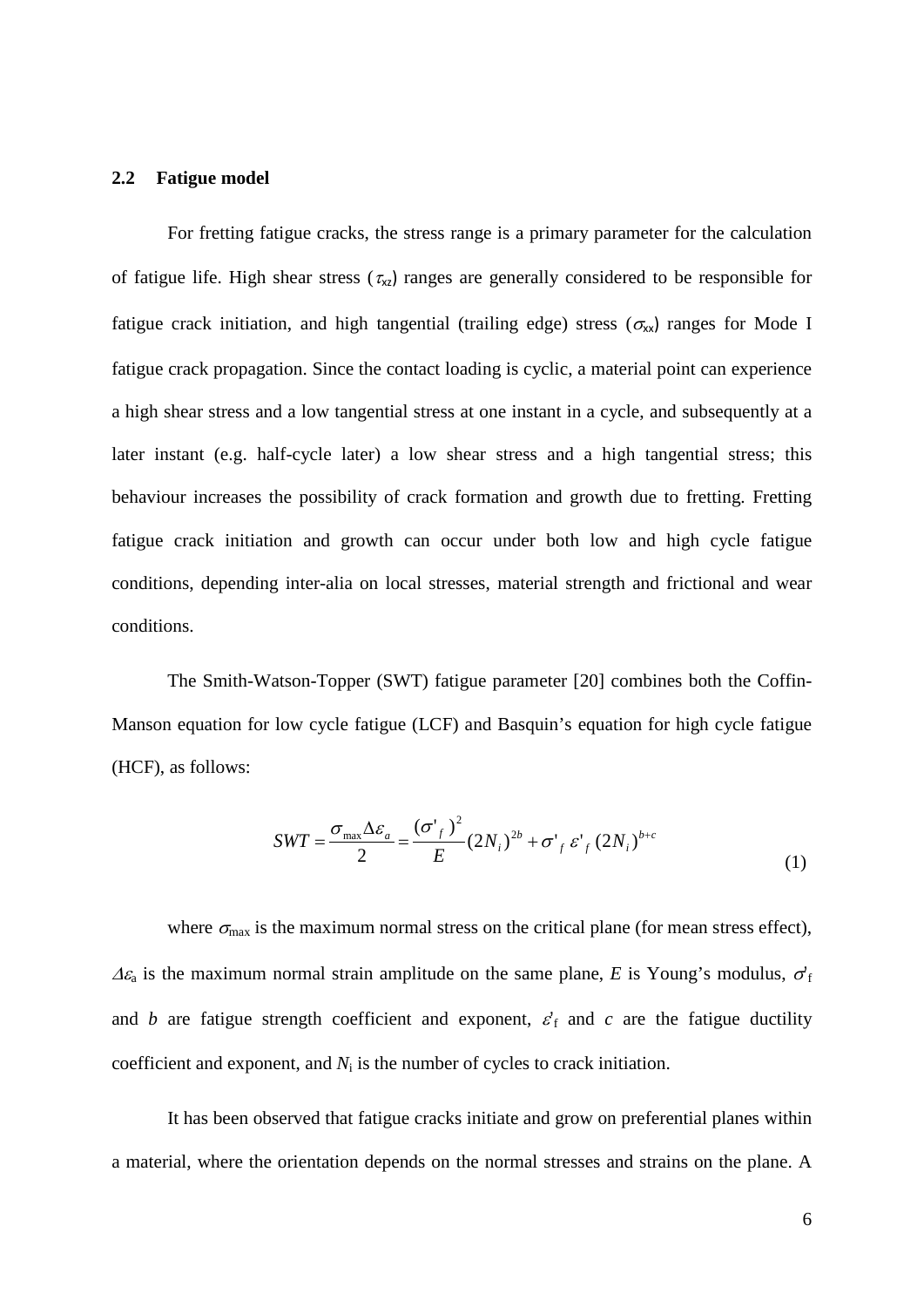### 2.2 Fatigue model

For fretting fatigue cracks, the stress range is a primary parameter for the calculation of fatigue life. High shear stress ($\tau_{xz}$) ranges are generally considered to be responsible for fatigue crack initiation, and high tangential (trailing edge) stress ($\sigma_{xx}$) ranges for Mode I fatigue crack propagation. Since the contact loading is cyclic, a material point can experience a high shear stress and a low tangential stress at one instant in a cycle, and subsequently at a later instant (e.g. half-cycle later) a low shear stress and a high tangential stress; this behaviour increases the possibility of crack formation and growth due to fretting. Fretting fatigue crack initiation and growth can occur under both low and high cycle fatigue conditions, depending inter-alia on local stresses, material strength and frictional and wear conditions.

The Smith-Watson-Topper (SWT) fatigue parameter [20] combines both the Coffin-Manson equation for low cycle fatigue (LCF) and Basquin's equation for high cycle fatigue (HCF), as follows:

$$SWT = \frac{\sigma_{\max} \Delta\varepsilon_a}{2} = \frac{(\sigma'_f)^2}{E}(2N_i)^{2b} + \sigma'_f \, \varepsilon'_f \, (2N_i)^{b+c} \tag{1}$$

where $\sigma_{\max}$ is the maximum normal stress on the critical plane (for mean stress effect), $\Delta\varepsilon_a$ is the maximum normal strain amplitude on the same plane, $E$ is Young's modulus, $\sigma'_f$ and $b$ are fatigue strength coefficient and exponent, $\varepsilon'_f$ and $c$ are the fatigue ductility coefficient and exponent, and $N_i$ is the number of cycles to crack initiation.

It has been observed that fatigue cracks initiate and grow on preferential planes within a material, where the orientation depends on the normal stresses and strains on the plane. A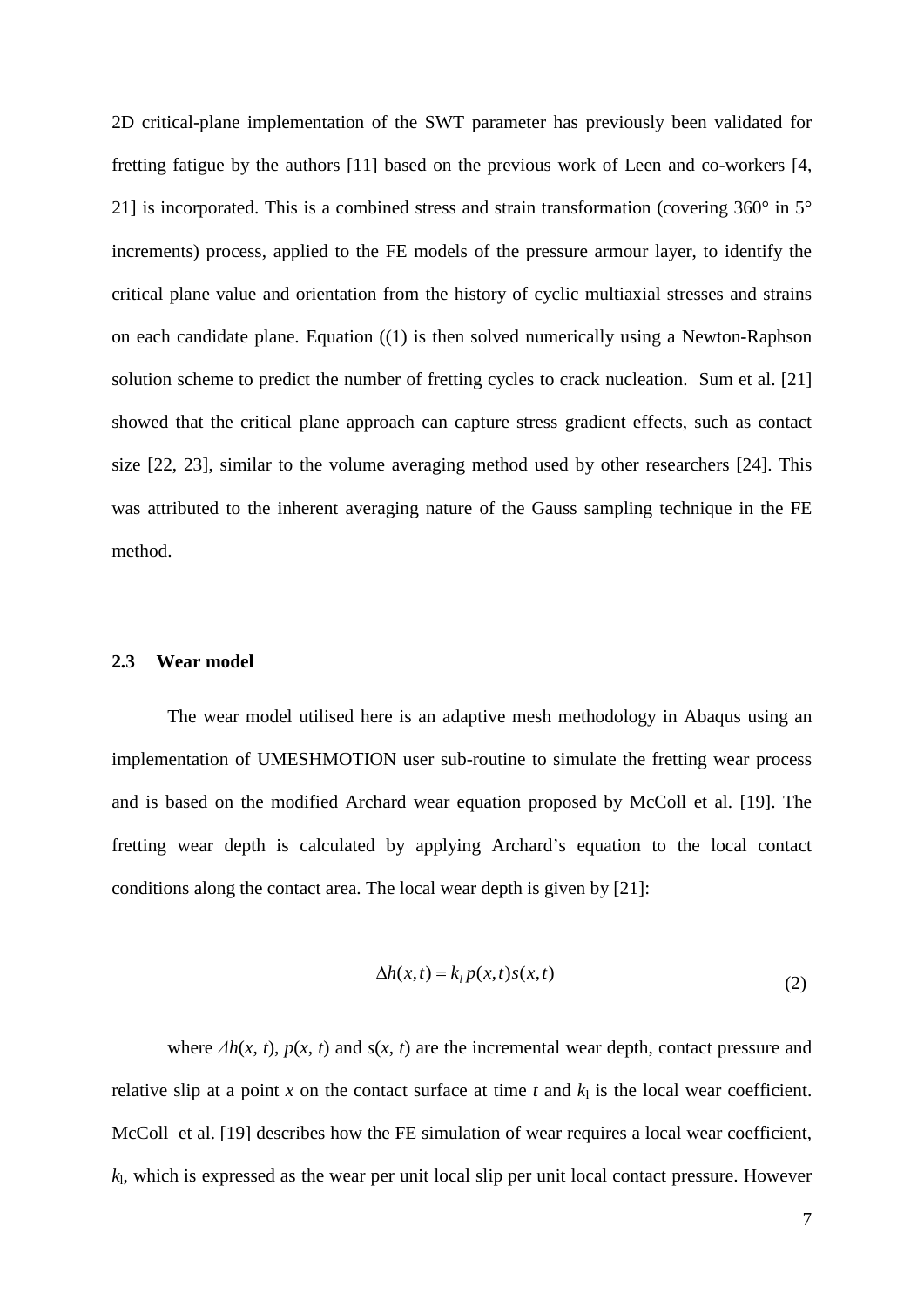2D critical-plane implementation of the SWT parameter has previously been validated for fretting fatigue by the authors [11] based on the previous work of Leen and co-workers [4, 21] is incorporated. This is a combined stress and strain transformation (covering 360° in 5° increments) process, applied to the FE models of the pressure armour layer, to identify the critical plane value and orientation from the history of cyclic multiaxial stresses and strains on each candidate plane. Equation ((1) is then solved numerically using a Newton-Raphson solution scheme to predict the number of fretting cycles to crack nucleation. Sum et al. [21] showed that the critical plane approach can capture stress gradient effects, such as contact size [22, 23], similar to the volume averaging method used by other researchers [24]. This was attributed to the inherent averaging nature of the Gauss sampling technique in the FE method.

### 2.3 Wear model

The wear model utilised here is an adaptive mesh methodology in Abaqus using an implementation of UMESHMOTION user sub-routine to simulate the fretting wear process and is based on the modified Archard wear equation proposed by McColl et al. [19]. The fretting wear depth is calculated by applying Archard's equation to the local contact conditions along the contact area. The local wear depth is given by [21]:

$$\Delta h(x,t) = k_l \, p(x,t) s(x,t) \tag{2}$$

where $\Delta h(x, t)$, $p(x, t)$ and $s(x, t)$ are the incremental wear depth, contact pressure and relative slip at a point $x$ on the contact surface at time $t$ and $k_l$ is the local wear coefficient. McColl et al. [19] describes how the FE simulation of wear requires a local wear coefficient, $k_l$, which is expressed as the wear per unit local slip per unit local contact pressure. However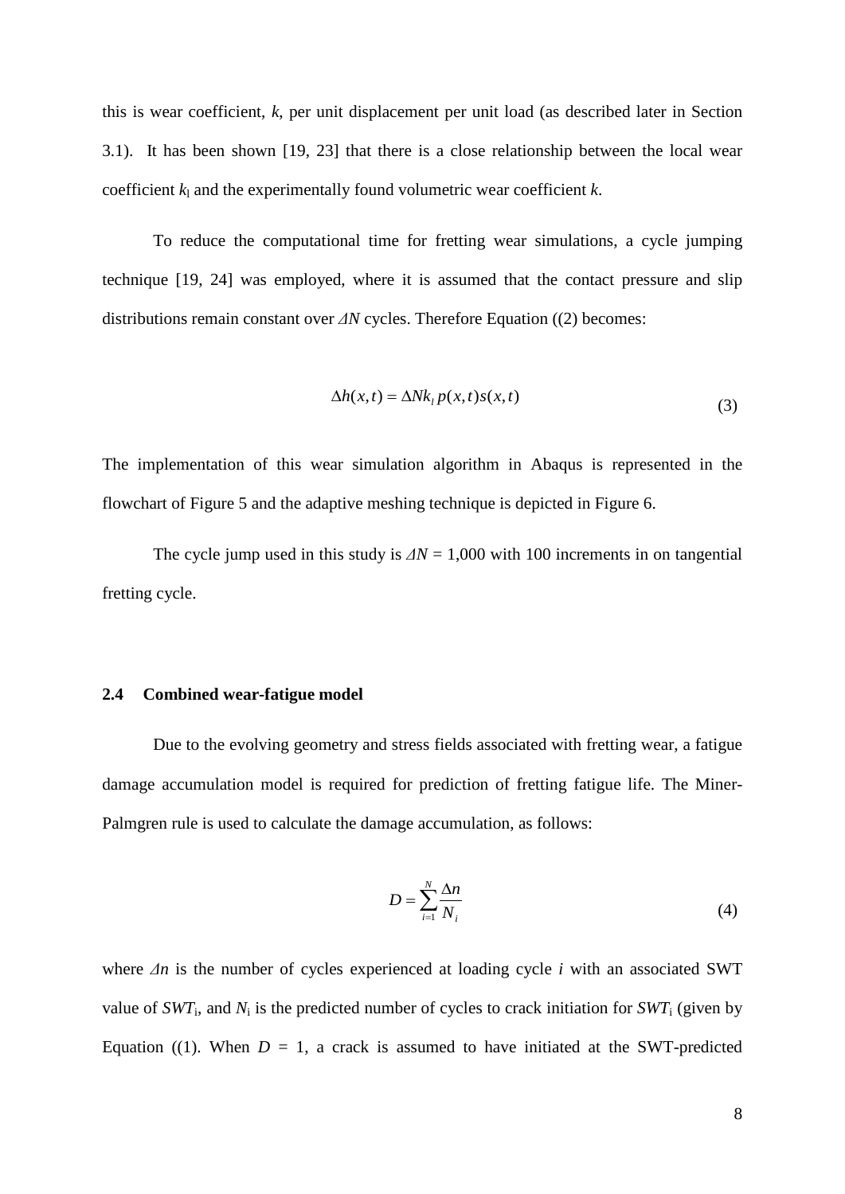this is wear coefficient, $k$, per unit displacement per unit load (as described later in Section 3.1). It has been shown [19, 23] that there is a close relationship between the local wear coefficient $k_l$ and the experimentally found volumetric wear coefficient $k$.

To reduce the computational time for fretting wear simulations, a cycle jumping technique [19, 24] was employed, where it is assumed that the contact pressure and slip distributions remain constant over $\Delta N$ cycles. Therefore Equation ((2) becomes:

$$\Delta h(x,t) = \Delta N k_l \, p(x,t) s(x,t) \tag{3}$$

The implementation of this wear simulation algorithm in Abaqus is represented in the flowchart of Figure 5 and the adaptive meshing technique is depicted in Figure 6.

The cycle jump used in this study is $\Delta N$ = 1,000 with 100 increments in on tangential fretting cycle.

## 2.4 Combined wear-fatigue model

Due to the evolving geometry and stress fields associated with fretting wear, a fatigue damage accumulation model is required for prediction of fretting fatigue life. The Miner-Palmgren rule is used to calculate the damage accumulation, as follows:

$$D = \sum_{i=1}^{N} \frac{\Delta n}{N_i} \tag{4}$$

where $\Delta n$ is the number of cycles experienced at loading cycle $i$ with an associated SWT value of $SWT_i$, and $N_i$ is the predicted number of cycles to crack initiation for $SWT_i$ (given by Equation ((1). When $D$ = 1, a crack is assumed to have initiated at the SWT-predicted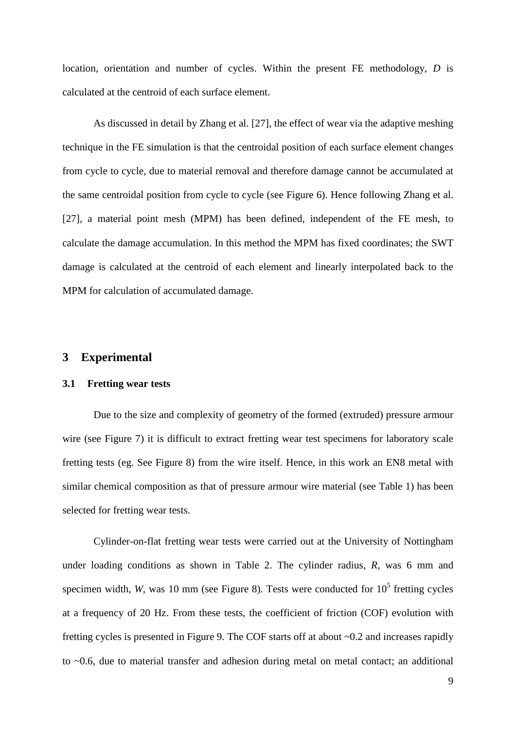location, orientation and number of cycles. Within the present FE methodology, $D$ is calculated at the centroid of each surface element.

As discussed in detail by Zhang et al. [27], the effect of wear via the adaptive meshing technique in the FE simulation is that the centroidal position of each surface element changes from cycle to cycle, due to material removal and therefore damage cannot be accumulated at the same centroidal position from cycle to cycle (see Figure 6). Hence following Zhang et al. [27], a material point mesh (MPM) has been defined, independent of the FE mesh, to calculate the damage accumulation. In this method the MPM has fixed coordinates; the SWT damage is calculated at the centroid of each element and linearly interpolated back to the MPM for calculation of accumulated damage.

# 3 Experimental

## 3.1 Fretting wear tests

Due to the size and complexity of geometry of the formed (extruded) pressure armour wire (see Figure 7) it is difficult to extract fretting wear test specimens for laboratory scale fretting tests (eg. See Figure 8) from the wire itself. Hence, in this work an EN8 metal with similar chemical composition as that of pressure armour wire material (see Table 1) has been selected for fretting wear tests.

Cylinder-on-flat fretting wear tests were carried out at the University of Nottingham under loading conditions as shown in Table 2. The cylinder radius, $R$, was 6 mm and specimen width, $W$, was 10 mm (see Figure 8). Tests were conducted for $10^5$ fretting cycles at a frequency of 20 Hz. From these tests, the coefficient of friction (COF) evolution with fretting cycles is presented in Figure 9. The COF starts off at about ~0.2 and increases rapidly to ~0.6, due to material transfer and adhesion during metal on metal contact; an additional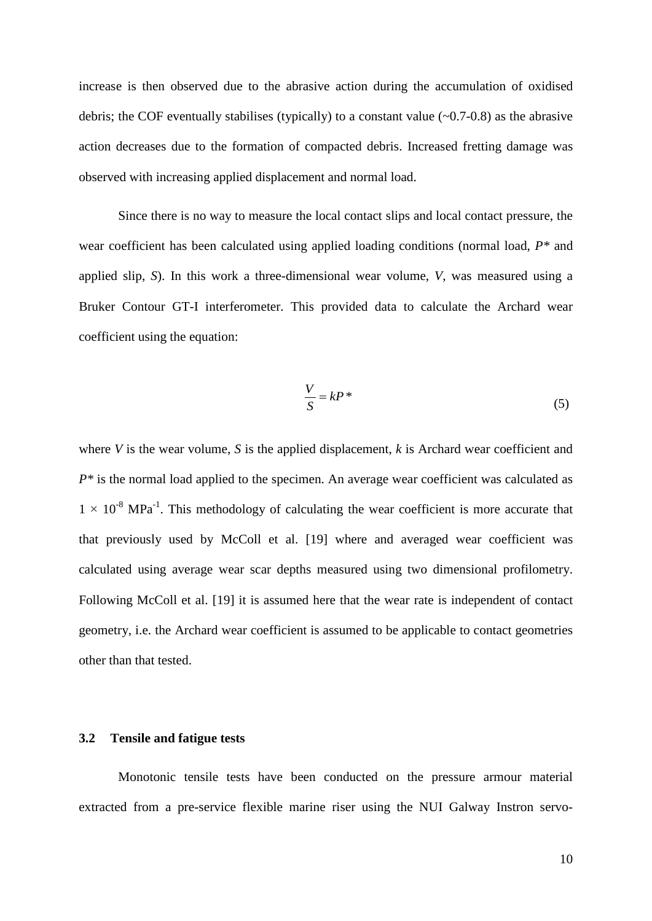increase is then observed due to the abrasive action during the accumulation of oxidised debris; the COF eventually stabilises (typically) to a constant value (~0.7-0.8) as the abrasive action decreases due to the formation of compacted debris. Increased fretting damage was observed with increasing applied displacement and normal load.

Since there is no way to measure the local contact slips and local contact pressure, the wear coefficient has been calculated using applied loading conditions (normal load, $P^*$ and applied slip, $S$). In this work a three-dimensional wear volume, $V$, was measured using a Bruker Contour GT-I interferometer. This provided data to calculate the Archard wear coefficient using the equation:

$$\frac{V}{S} = kP^* \tag{5}$$

where $V$ is the wear volume, $S$ is the applied displacement, $k$ is Archard wear coefficient and $P^*$ is the normal load applied to the specimen. An average wear coefficient was calculated as $1 \times 10^{-8}$ $MPa^{-1}$. This methodology of calculating the wear coefficient is more accurate that that previously used by McColl et al. [19] where and averaged wear coefficient was calculated using average wear scar depths measured using two dimensional profilometry. Following McColl et al. [19] it is assumed here that the wear rate is independent of contact geometry, i.e. the Archard wear coefficient is assumed to be applicable to contact geometries other than that tested.

### 3.2 Tensile and fatigue tests

Monotonic tensile tests have been conducted on the pressure armour material extracted from a pre-service flexible marine riser using the NUI Galway Instron servo-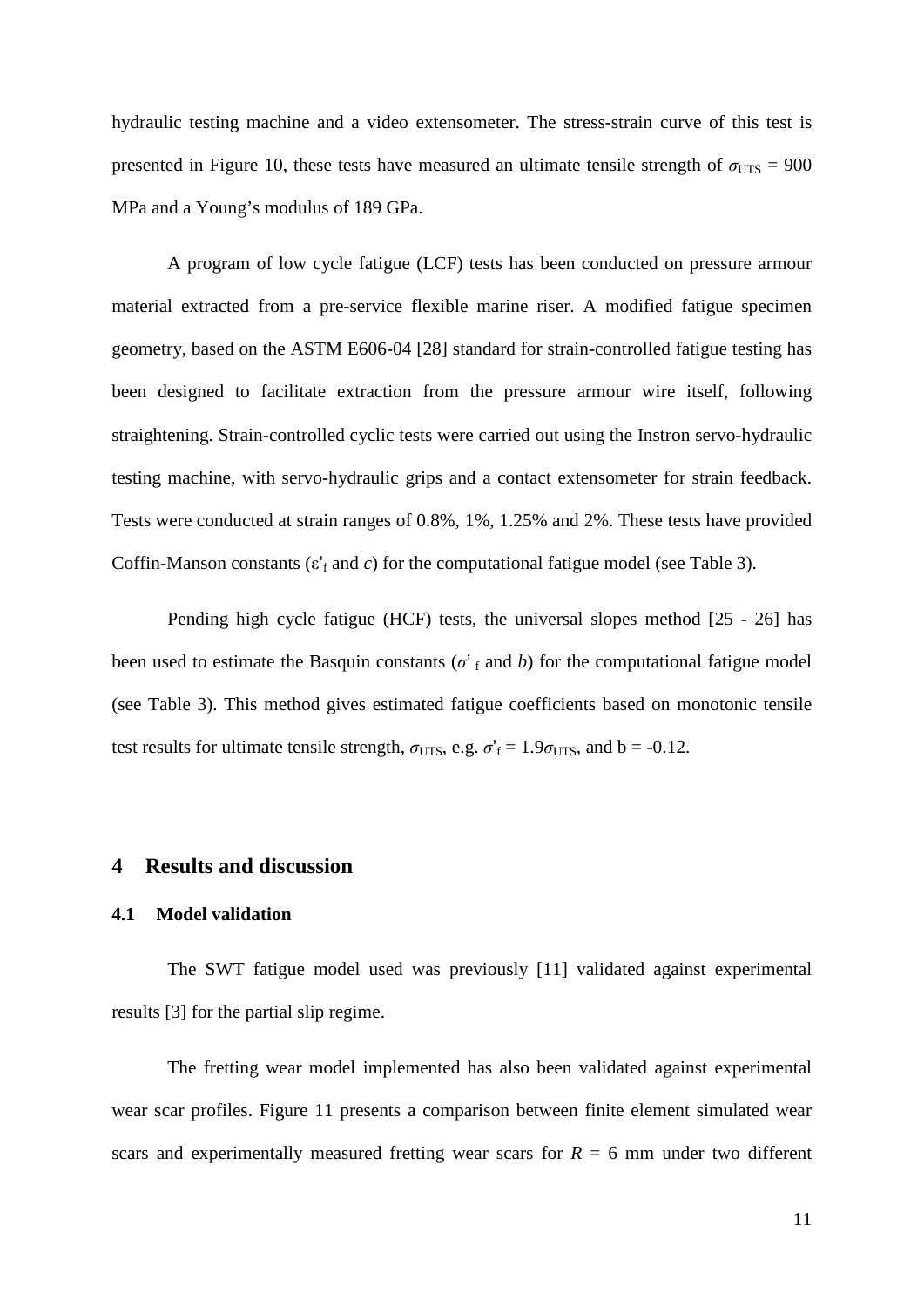hydraulic testing machine and a video extensometer. The stress-strain curve of this test is presented in Figure 10, these tests have measured an ultimate tensile strength of $\sigma_{UTS}$ = 900 MPa and a Young's modulus of 189 GPa.

A program of low cycle fatigue (LCF) tests has been conducted on pressure armour material extracted from a pre-service flexible marine riser. A modified fatigue specimen geometry, based on the ASTM E606-04 [28] standard for strain-controlled fatigue testing has been designed to facilitate extraction from the pressure armour wire itself, following straightening. Strain-controlled cyclic tests were carried out using the Instron servo-hydraulic testing machine, with servo-hydraulic grips and a contact extensometer for strain feedback. Tests were conducted at strain ranges of 0.8%, 1%, 1.25% and 2%. These tests have provided Coffin-Manson constants ($\varepsilon'_f$ and $c$) for the computational fatigue model (see Table 3).

Pending high cycle fatigue (HCF) tests, the universal slopes method [25 - 26] has been used to estimate the Basquin constants ($\sigma'_f$ and $b$) for the computational fatigue model (see Table 3). This method gives estimated fatigue coefficients based on monotonic tensile test results for ultimate tensile strength, $\sigma_{UTS}$, e.g. $\sigma'_f = 1.9\sigma_{UTS}$, and $b = -0.12$.

## 4 Results and discussion

### 4.1 Model validation

The SWT fatigue model used was previously [11] validated against experimental results [3] for the partial slip regime.

The fretting wear model implemented has also been validated against experimental wear scar profiles. Figure 11 presents a comparison between finite element simulated wear scars and experimentally measured fretting wear scars for $R$ = 6 mm under two different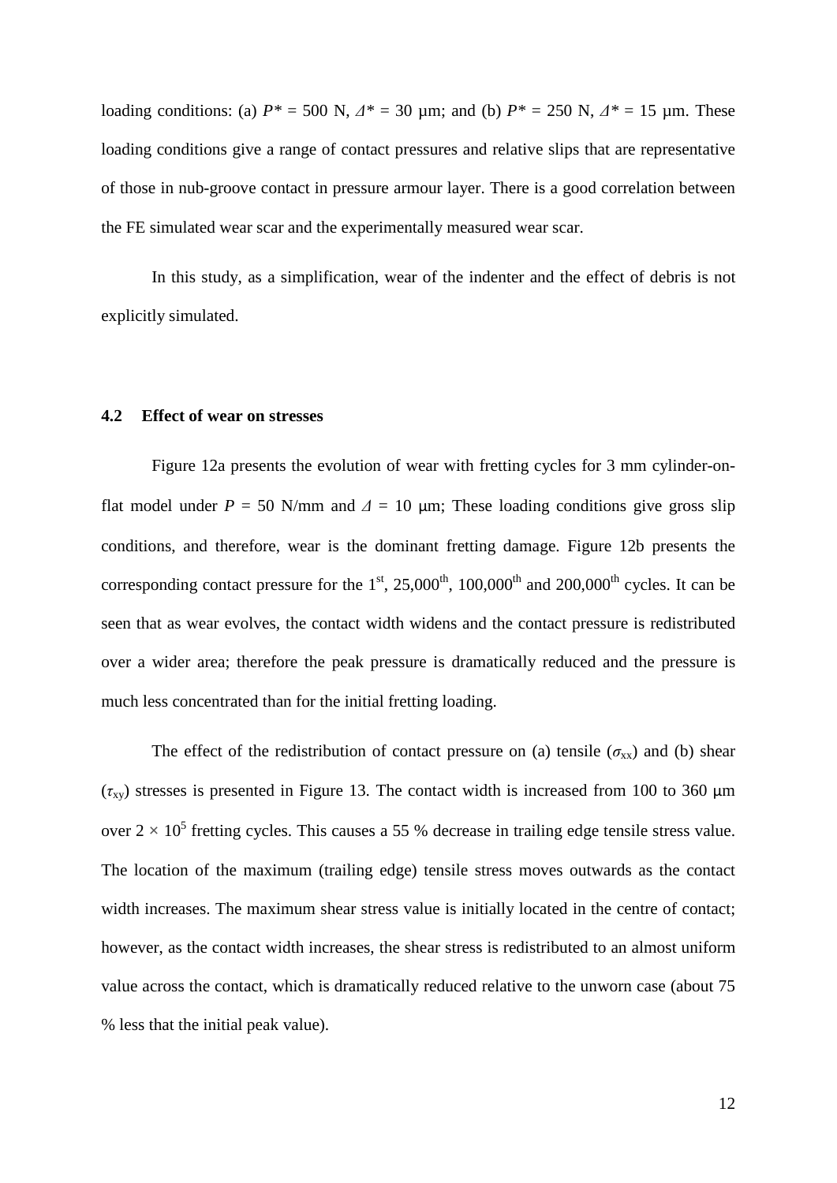loading conditions: (a) $P^* = 500$ N, $\Delta^* = 30$ µm; and (b) $P^* = 250$ N, $\Delta^* = 15$ µm. These loading conditions give a range of contact pressures and relative slips that are representative of those in nub-groove contact in pressure armour layer. There is a good correlation between the FE simulated wear scar and the experimentally measured wear scar.

In this study, as a simplification, wear of the indenter and the effect of debris is not explicitly simulated.

### 4.2 Effect of wear on stresses

Figure 12a presents the evolution of wear with fretting cycles for 3 mm cylinder-on-flat model under $P = 50$ N/mm and $\Delta = 10$ μm; These loading conditions give gross slip conditions, and therefore, wear is the dominant fretting damage. Figure 12b presents the corresponding contact pressure for the 1$^{st}$, 25,000$^{th}$, 100,000$^{th}$ and 200,000$^{th}$ cycles. It can be seen that as wear evolves, the contact width widens and the contact pressure is redistributed over a wider area; therefore the peak pressure is dramatically reduced and the pressure is much less concentrated than for the initial fretting loading.

The effect of the redistribution of contact pressure on (a) tensile ($\sigma_{xx}$) and (b) shear ($\tau_{xy}$) stresses is presented in Figure 13. The contact width is increased from 100 to 360 μm over $2 \times 10^5$ fretting cycles. This causes a 55 % decrease in trailing edge tensile stress value. The location of the maximum (trailing edge) tensile stress moves outwards as the contact width increases. The maximum shear stress value is initially located in the centre of contact; however, as the contact width increases, the shear stress is redistributed to an almost uniform value across the contact, which is dramatically reduced relative to the unworn case (about 75 % less that the initial peak value).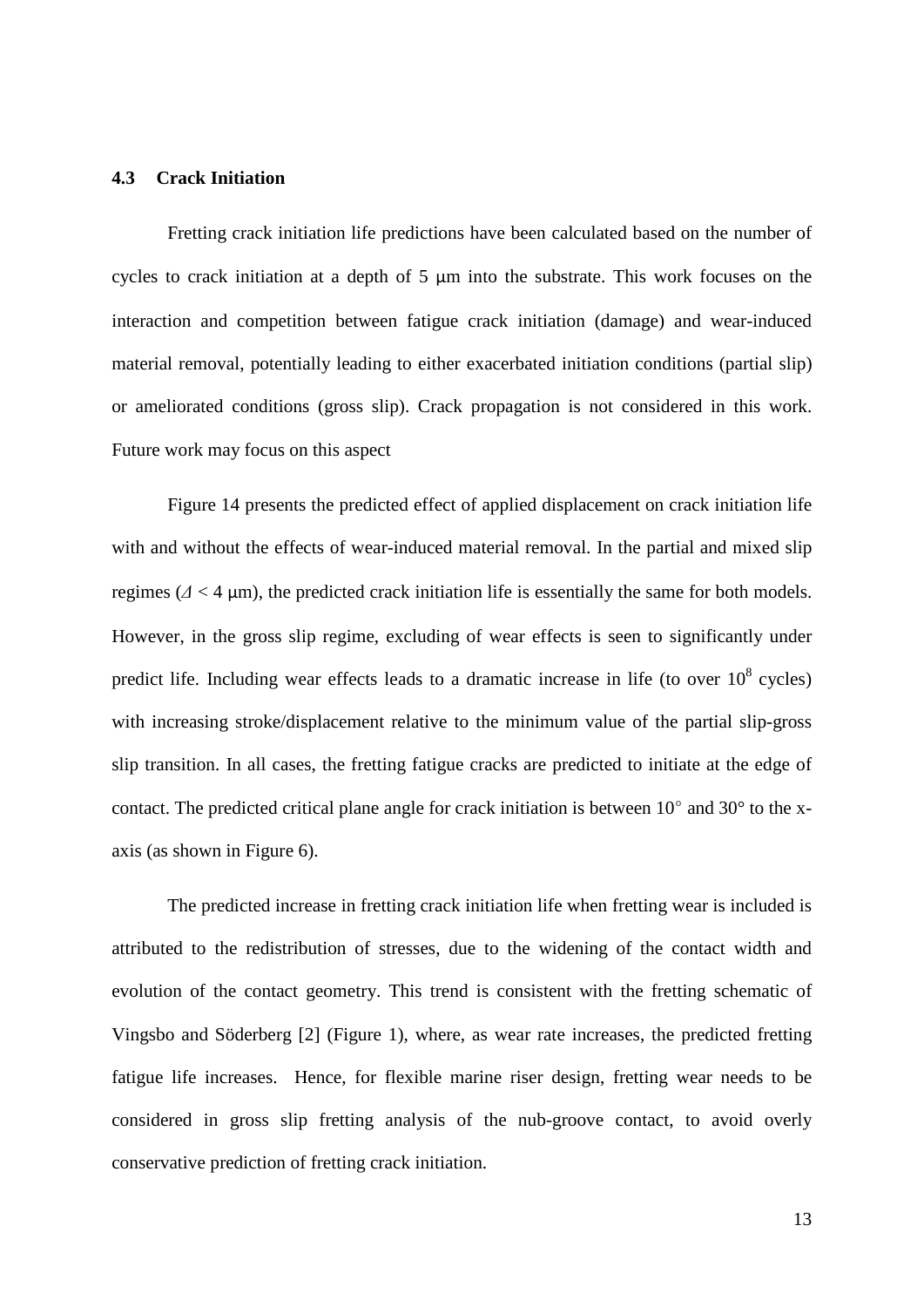### 4.3 Crack Initiation

Fretting crack initiation life predictions have been calculated based on the number of cycles to crack initiation at a depth of 5 μm into the substrate. This work focuses on the interaction and competition between fatigue crack initiation (damage) and wear-induced material removal, potentially leading to either exacerbated initiation conditions (partial slip) or ameliorated conditions (gross slip). Crack propagation is not considered in this work. Future work may focus on this aspect

Figure 14 presents the predicted effect of applied displacement on crack initiation life with and without the effects of wear-induced material removal. In the partial and mixed slip regimes ($\Delta < 4$ μm), the predicted crack initiation life is essentially the same for both models. However, in the gross slip regime, excluding of wear effects is seen to significantly under predict life. Including wear effects leads to a dramatic increase in life (to over $10^8$ cycles) with increasing stroke/displacement relative to the minimum value of the partial slip-gross slip transition. In all cases, the fretting fatigue cracks are predicted to initiate at the edge of contact. The predicted critical plane angle for crack initiation is between 10° and 30° to the x-axis (as shown in Figure 6).

The predicted increase in fretting crack initiation life when fretting wear is included is attributed to the redistribution of stresses, due to the widening of the contact width and evolution of the contact geometry. This trend is consistent with the fretting schematic of Vingsbo and Söderberg [2] (Figure 1), where, as wear rate increases, the predicted fretting fatigue life increases. Hence, for flexible marine riser design, fretting wear needs to be considered in gross slip fretting analysis of the nub-groove contact, to avoid overly conservative prediction of fretting crack initiation.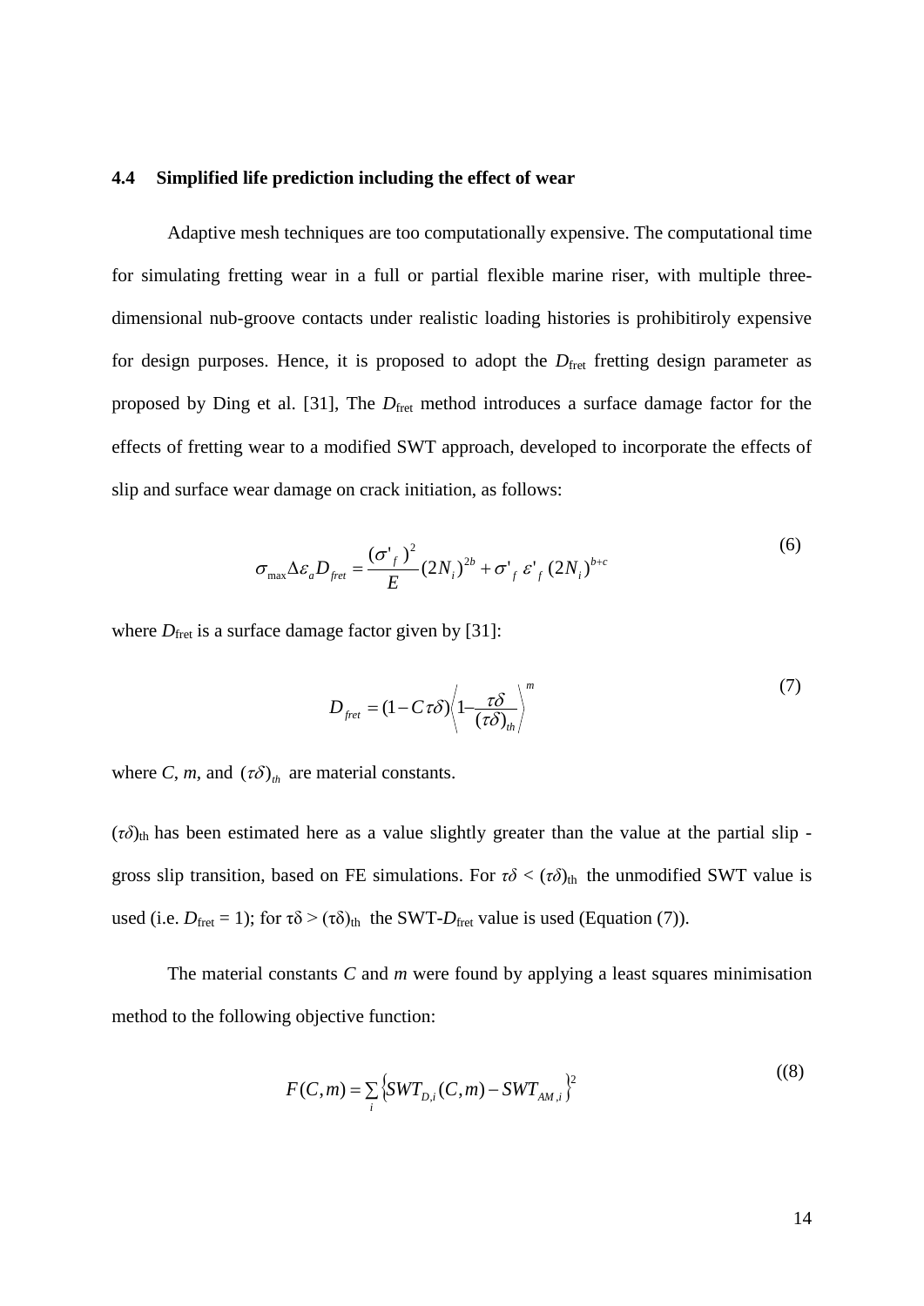### 4.4 Simplified life prediction including the effect of wear

Adaptive mesh techniques are too computationally expensive. The computational time for simulating fretting wear in a full or partial flexible marine riser, with multiple three-dimensional nub-groove contacts under realistic loading histories is prohibitiroly expensive for design purposes. Hence, it is proposed to adopt the $D_{fret}$ fretting design parameter as proposed by Ding et al. [31], The $D_{fret}$ method introduces a surface damage factor for the effects of fretting wear to a modified SWT approach, developed to incorporate the effects of slip and surface wear damage on crack initiation, as follows:

$$\sigma_{max} \Delta\varepsilon_a D_{fret} = \frac{(\sigma'_f)^2}{E}(2N_i)^{2b} + \sigma'_f \varepsilon'_f (2N_i)^{b+c} \tag{6}$$

where $D_{fret}$ is a surface damage factor given by [31]:

$$D_{fret} = (1 - C\tau\delta)\left\langle 1 - \frac{\tau\delta}{(\tau\delta)_{th}} \right\rangle^m \tag{7}$$

where $C$, $m$, and $(\tau\delta)_{th}$ are material constants.

$(\tau\delta)_{th}$ has been estimated here as a value slightly greater than the value at the partial slip - gross slip transition, based on FE simulations. For $\tau\delta < (\tau\delta)_{th}$ the unmodified SWT value is used (i.e. $D_{fret} = 1$); for $\tau\delta > (\tau\delta)_{th}$ the SWT-$D_{fret}$ value is used (Equation (7)).

The material constants $C$ and $m$ were found by applying a least squares minimisation method to the following objective function:

$$F(C,m) = \sum_i \left\{ SWT_{D,i}(C,m) - SWT_{AM,i} \right\}^2 \tag{(8)}$$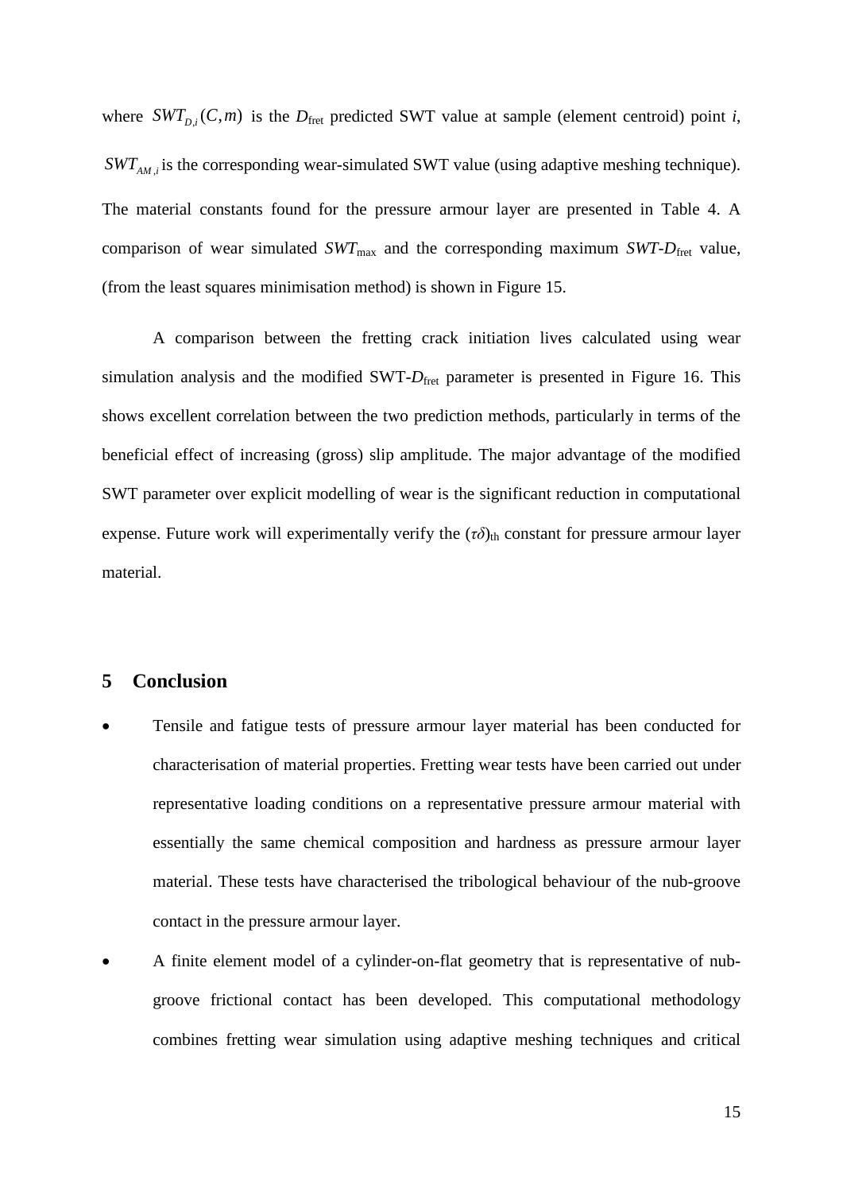where $SWT_{D,i}(C,m)$ is the $D_{\text{fret}}$ predicted SWT value at sample (element centroid) point $i$, $SWT_{AM,i}$ is the corresponding wear-simulated SWT value (using adaptive meshing technique). The material constants found for the pressure armour layer are presented in Table 4. A comparison of wear simulated $SWT_{\max}$ and the corresponding maximum $SWT\text{-}D_{\text{fret}}$ value, (from the least squares minimisation method) is shown in Figure 15.

A comparison between the fretting crack initiation lives calculated using wear simulation analysis and the modified SWT-$D_{\text{fret}}$ parameter is presented in Figure 16. This shows excellent correlation between the two prediction methods, particularly in terms of the beneficial effect of increasing (gross) slip amplitude. The major advantage of the modified SWT parameter over explicit modelling of wear is the significant reduction in computational expense. Future work will experimentally verify the $(\tau\delta)_{\text{th}}$ constant for pressure armour layer material.

## 5 Conclusion

- Tensile and fatigue tests of pressure armour layer material has been conducted for characterisation of material properties. Fretting wear tests have been carried out under representative loading conditions on a representative pressure armour material with essentially the same chemical composition and hardness as pressure armour layer material. These tests have characterised the tribological behaviour of the nub-groove contact in the pressure armour layer.
- A finite element model of a cylinder-on-flat geometry that is representative of nub-groove frictional contact has been developed. This computational methodology combines fretting wear simulation using adaptive meshing techniques and critical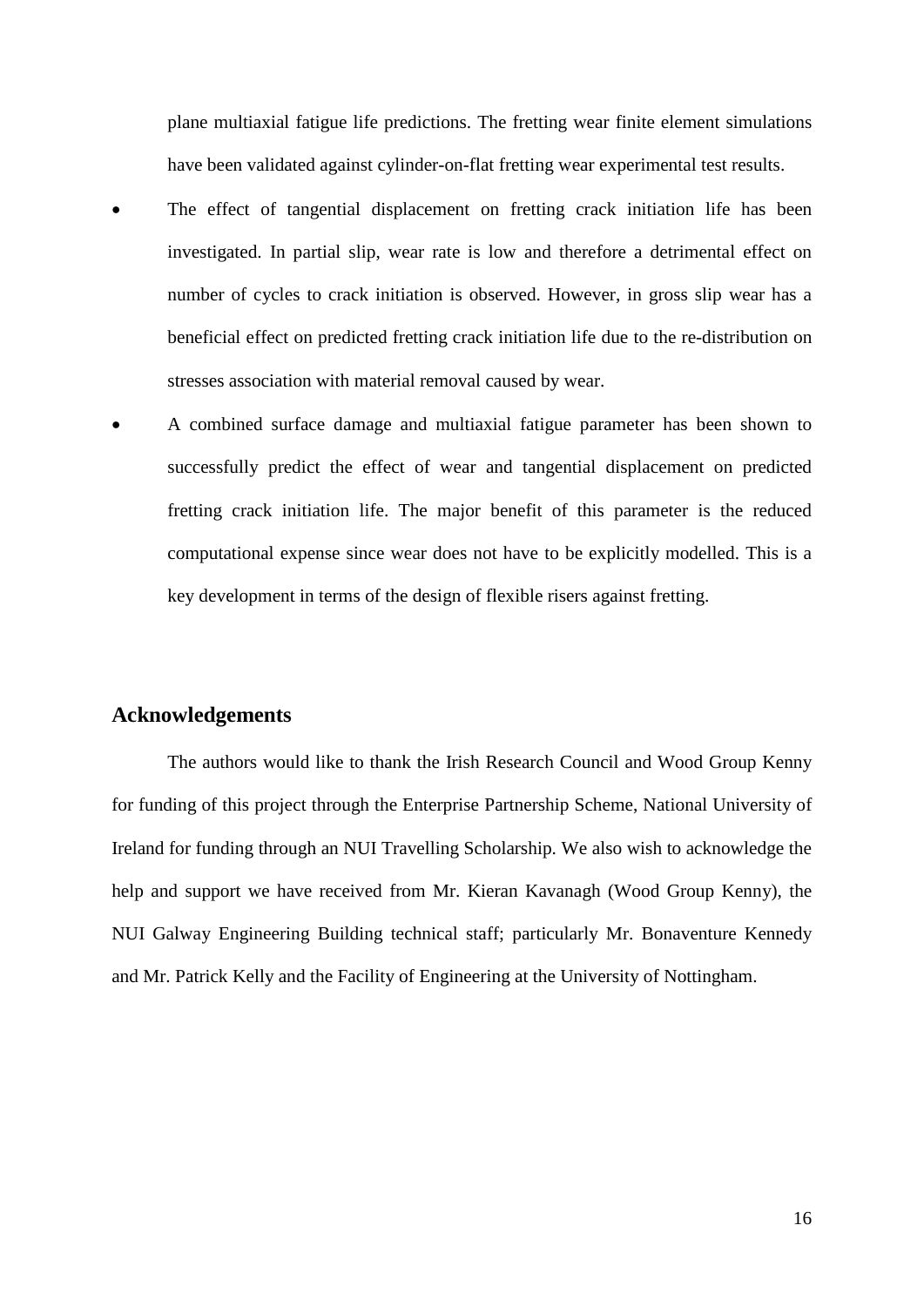plane multiaxial fatigue life predictions. The fretting wear finite element simulations have been validated against cylinder-on-flat fretting wear experimental test results.

- The effect of tangential displacement on fretting crack initiation life has been investigated. In partial slip, wear rate is low and therefore a detrimental effect on number of cycles to crack initiation is observed. However, in gross slip wear has a beneficial effect on predicted fretting crack initiation life due to the re-distribution on stresses association with material removal caused by wear.
- A combined surface damage and multiaxial fatigue parameter has been shown to successfully predict the effect of wear and tangential displacement on predicted fretting crack initiation life. The major benefit of this parameter is the reduced computational expense since wear does not have to be explicitly modelled. This is a key development in terms of the design of flexible risers against fretting.

## Acknowledgements

The authors would like to thank the Irish Research Council and Wood Group Kenny for funding of this project through the Enterprise Partnership Scheme, National University of Ireland for funding through an NUI Travelling Scholarship. We also wish to acknowledge the help and support we have received from Mr. Kieran Kavanagh (Wood Group Kenny), the NUI Galway Engineering Building technical staff; particularly Mr. Bonaventure Kennedy and Mr. Patrick Kelly and the Facility of Engineering at the University of Nottingham.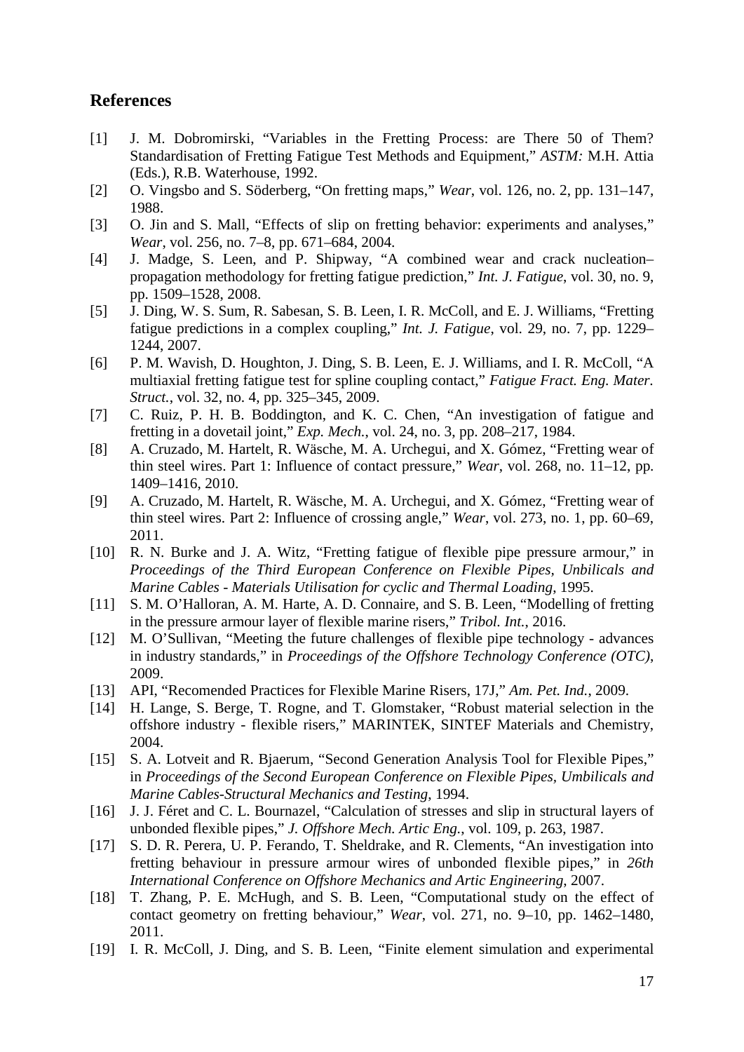## References

[1] J. M. Dobromirski, "Variables in the Fretting Process: are There 50 of Them? Standardisation of Fretting Fatigue Test Methods and Equipment," *ASTM:* M.H. Attia (Eds.), R.B. Waterhouse, 1992.

[2] O. Vingsbo and S. Söderberg, "On fretting maps," *Wear*, vol. 126, no. 2, pp. 131–147, 1988.

[3] O. Jin and S. Mall, "Effects of slip on fretting behavior: experiments and analyses," *Wear*, vol. 256, no. 7–8, pp. 671–684, 2004.

[4] J. Madge, S. Leen, and P. Shipway, "A combined wear and crack nucleation–propagation methodology for fretting fatigue prediction," *Int. J. Fatigue*, vol. 30, no. 9, pp. 1509–1528, 2008.

[5] J. Ding, W. S. Sum, R. Sabesan, S. B. Leen, I. R. McColl, and E. J. Williams, "Fretting fatigue predictions in a complex coupling," *Int. J. Fatigue*, vol. 29, no. 7, pp. 1229–1244, 2007.

[6] P. M. Wavish, D. Houghton, J. Ding, S. B. Leen, E. J. Williams, and I. R. McColl, "A multiaxial fretting fatigue test for spline coupling contact," *Fatigue Fract. Eng. Mater. Struct.*, vol. 32, no. 4, pp. 325–345, 2009.

[7] C. Ruiz, P. H. B. Boddington, and K. C. Chen, "An investigation of fatigue and fretting in a dovetail joint," *Exp. Mech.*, vol. 24, no. 3, pp. 208–217, 1984.

[8] A. Cruzado, M. Hartelt, R. Wäsche, M. A. Urchegui, and X. Gómez, "Fretting wear of thin steel wires. Part 1: Influence of contact pressure," *Wear*, vol. 268, no. 11–12, pp. 1409–1416, 2010.

[9] A. Cruzado, M. Hartelt, R. Wäsche, M. A. Urchegui, and X. Gómez, "Fretting wear of thin steel wires. Part 2: Influence of crossing angle," *Wear*, vol. 273, no. 1, pp. 60–69, 2011.

[10] R. N. Burke and J. A. Witz, "Fretting fatigue of flexible pipe pressure armour," in *Proceedings of the Third European Conference on Flexible Pipes, Unbilicals and Marine Cables - Materials Utilisation for cyclic and Thermal Loading*, 1995.

[11] S. M. O'Halloran, A. M. Harte, A. D. Connaire, and S. B. Leen, "Modelling of fretting in the pressure armour layer of flexible marine risers," *Tribol. Int.*, 2016.

[12] M. O'Sullivan, "Meeting the future challenges of flexible pipe technology - advances in industry standards," in *Proceedings of the Offshore Technology Conference (OTC)*, 2009.

[13] API, "Recomended Practices for Flexible Marine Risers, 17J," *Am. Pet. Ind.*, 2009.

[14] H. Lange, S. Berge, T. Rogne, and T. Glomstaker, "Robust material selection in the offshore industry - flexible risers," MARINTEK, SINTEF Materials and Chemistry, 2004.

[15] S. A. Lotveit and R. Bjaerum, "Second Generation Analysis Tool for Flexible Pipes," in *Proceedings of the Second European Conference on Flexible Pipes, Umbilicals and Marine Cables-Structural Mechanics and Testing*, 1994.

[16] J. J. Féret and C. L. Bournazel, "Calculation of stresses and slip in structural layers of unbonded flexible pipes," *J. Offshore Mech. Artic Eng.*, vol. 109, p. 263, 1987.

[17] S. D. R. Perera, U. P. Ferando, T. Sheldrake, and R. Clements, "An investigation into fretting behaviour in pressure armour wires of unbonded flexible pipes," in *26th International Conference on Offshore Mechanics and Artic Engineering*, 2007.

[18] T. Zhang, P. E. McHugh, and S. B. Leen, "Computational study on the effect of contact geometry on fretting behaviour," *Wear*, vol. 271, no. 9–10, pp. 1462–1480, 2011.

[19] I. R. McColl, J. Ding, and S. B. Leen, "Finite element simulation and experimental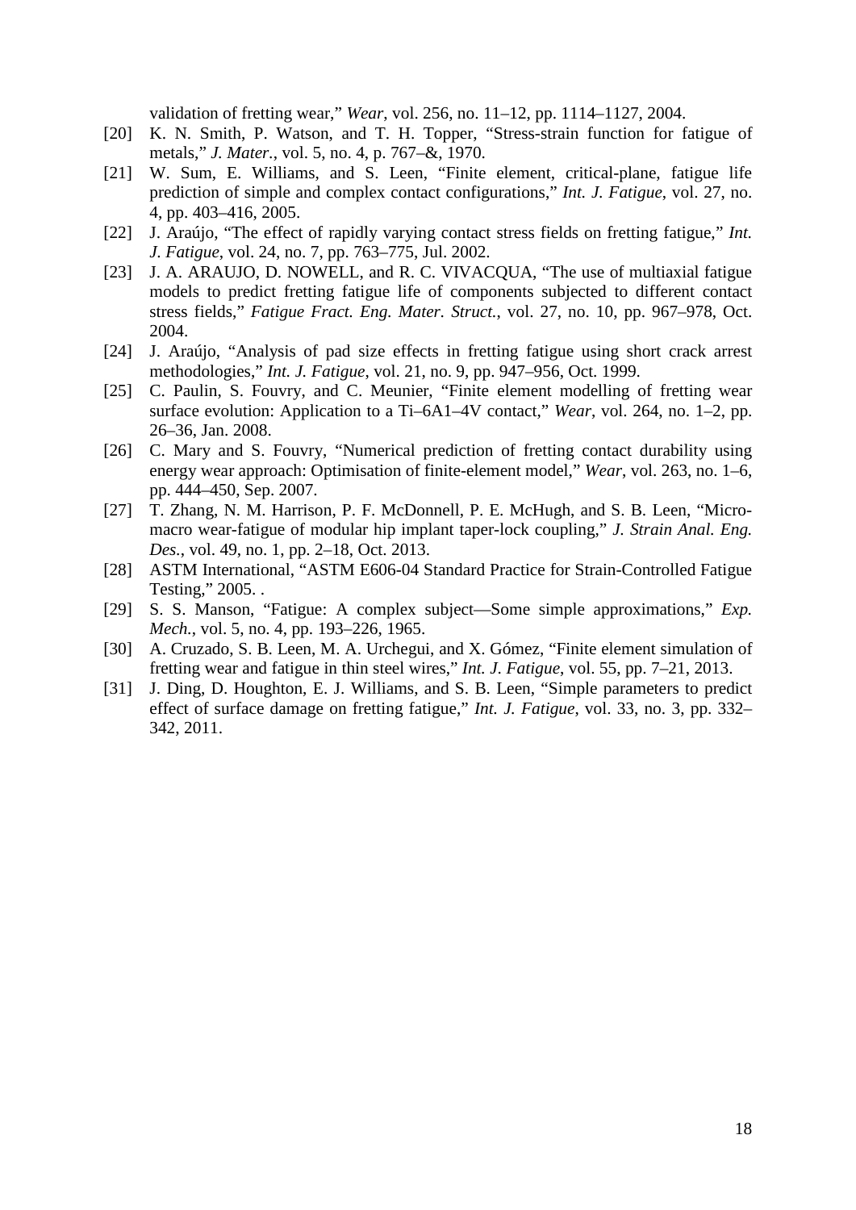validation of fretting wear," *Wear*, vol. 256, no. 11–12, pp. 1114–1127, 2004.

[20] K. N. Smith, P. Watson, and T. H. Topper, "Stress-strain function for fatigue of metals," *J. Mater.*, vol. 5, no. 4, p. 767–&, 1970.

[21] W. Sum, E. Williams, and S. Leen, "Finite element, critical-plane, fatigue life prediction of simple and complex contact configurations," *Int. J. Fatigue*, vol. 27, no. 4, pp. 403–416, 2005.

[22] J. Araújo, "The effect of rapidly varying contact stress fields on fretting fatigue," *Int. J. Fatigue*, vol. 24, no. 7, pp. 763–775, Jul. 2002.

[23] J. A. ARAUJO, D. NOWELL, and R. C. VIVACQUA, "The use of multiaxial fatigue models to predict fretting fatigue life of components subjected to different contact stress fields," *Fatigue Fract. Eng. Mater. Struct.*, vol. 27, no. 10, pp. 967–978, Oct. 2004.

[24] J. Araújo, "Analysis of pad size effects in fretting fatigue using short crack arrest methodologies," *Int. J. Fatigue*, vol. 21, no. 9, pp. 947–956, Oct. 1999.

[25] C. Paulin, S. Fouvry, and C. Meunier, "Finite element modelling of fretting wear surface evolution: Application to a Ti–6A1–4V contact," *Wear*, vol. 264, no. 1–2, pp. 26–36, Jan. 2008.

[26] C. Mary and S. Fouvry, "Numerical prediction of fretting contact durability using energy wear approach: Optimisation of finite-element model," *Wear*, vol. 263, no. 1–6, pp. 444–450, Sep. 2007.

[27] T. Zhang, N. M. Harrison, P. F. McDonnell, P. E. McHugh, and S. B. Leen, "Micro-macro wear-fatigue of modular hip implant taper-lock coupling," *J. Strain Anal. Eng. Des.*, vol. 49, no. 1, pp. 2–18, Oct. 2013.

[28] ASTM International, "ASTM E606-04 Standard Practice for Strain-Controlled Fatigue Testing," 2005. .

[29] S. S. Manson, "Fatigue: A complex subject—Some simple approximations," *Exp. Mech.*, vol. 5, no. 4, pp. 193–226, 1965.

[30] A. Cruzado, S. B. Leen, M. A. Urchegui, and X. Gómez, "Finite element simulation of fretting wear and fatigue in thin steel wires," *Int. J. Fatigue*, vol. 55, pp. 7–21, 2013.

[31] J. Ding, D. Houghton, E. J. Williams, and S. B. Leen, "Simple parameters to predict effect of surface damage on fretting fatigue," *Int. J. Fatigue*, vol. 33, no. 3, pp. 332–342, 2011.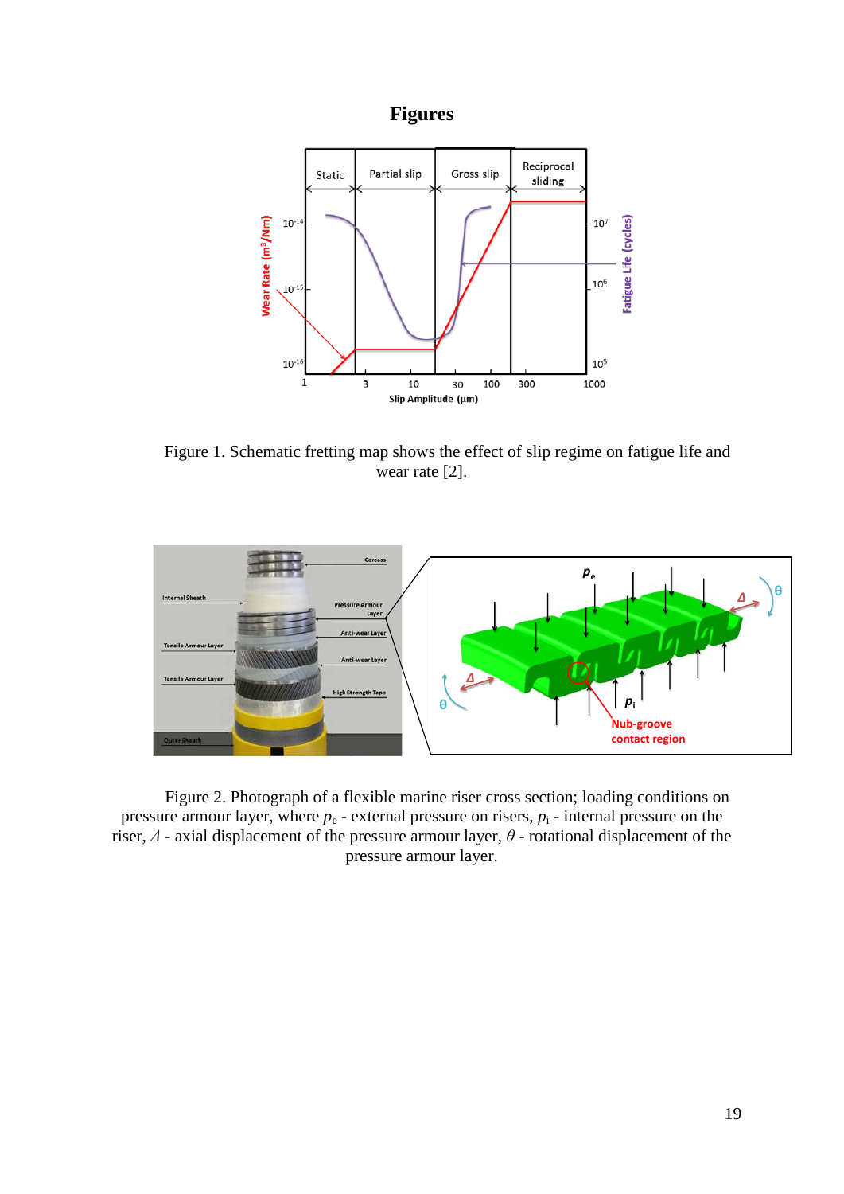# Figures

Figure 1. Schematic fretting map shows the effect of slip regime on fatigue life and wear rate [2].

Figure 2. Photograph of a flexible marine riser cross section; loading conditions on pressure armour layer, where $p_e$ - external pressure on risers, $p_i$ - internal pressure on the riser, $\Delta$ - axial displacement of the pressure armour layer, $\theta$ - rotational displacement of the pressure armour layer.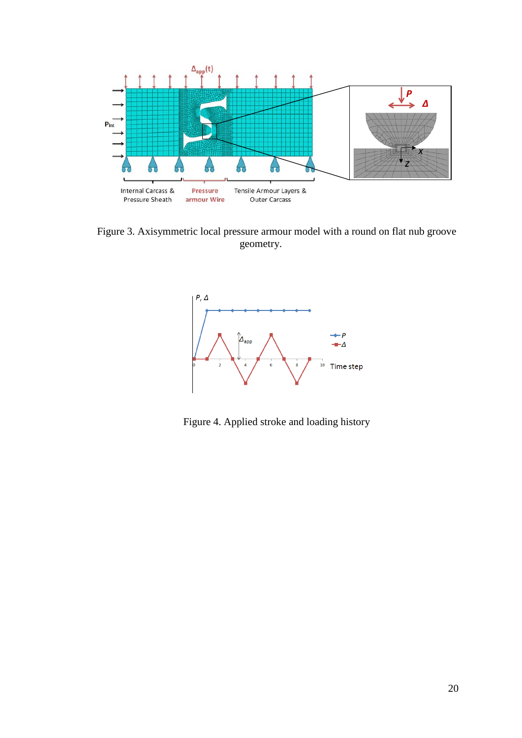Figure 3. Axisymmetric local pressure armour model with a round on flat nub groove geometry.

Figure 4. Applied stroke and loading history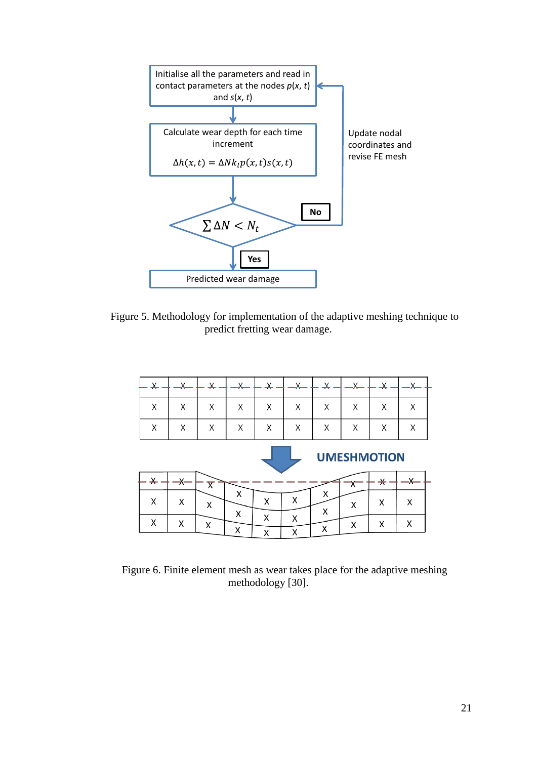Initialise all the parameters and read in contact parameters at the nodes $p(x, t)$ and $s(x, t)$

Calculate wear depth for each time increment

$$\Delta h(x,t) = \Delta N k_l p(x,t) s(x,t)$$

$$\sum \Delta N < N_t$$

No: Update nodal coordinates and revise FE mesh

Yes: Predicted wear damage

Figure 5. Methodology for implementation of the adaptive meshing technique to predict fretting wear damage.

UMESHMOTION

Figure 6. Finite element mesh as wear takes place for the adaptive meshing methodology [30].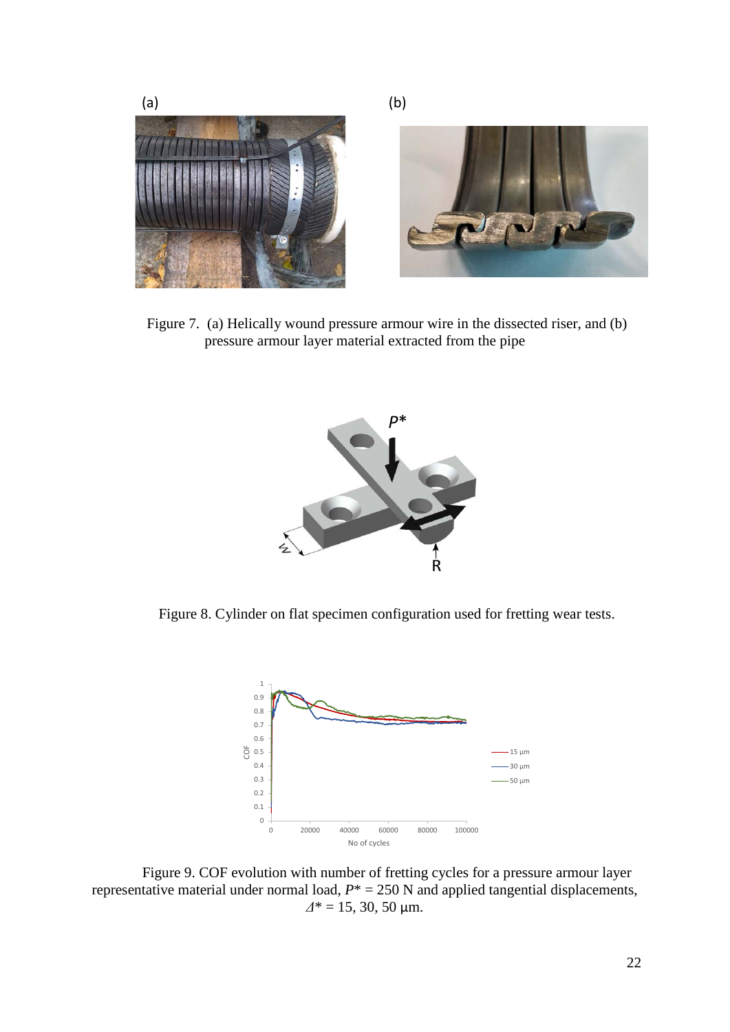Figure 7. (a) Helically wound pressure armour wire in the dissected riser, and (b) pressure armour layer material extracted from the pipe

Figure 8. Cylinder on flat specimen configuration used for fretting wear tests.

Figure 9. COF evolution with number of fretting cycles for a pressure armour layer representative material under normal load, $P^* = 250$ N and applied tangential displacements, $\Delta^* = 15, 30, 50$ μm.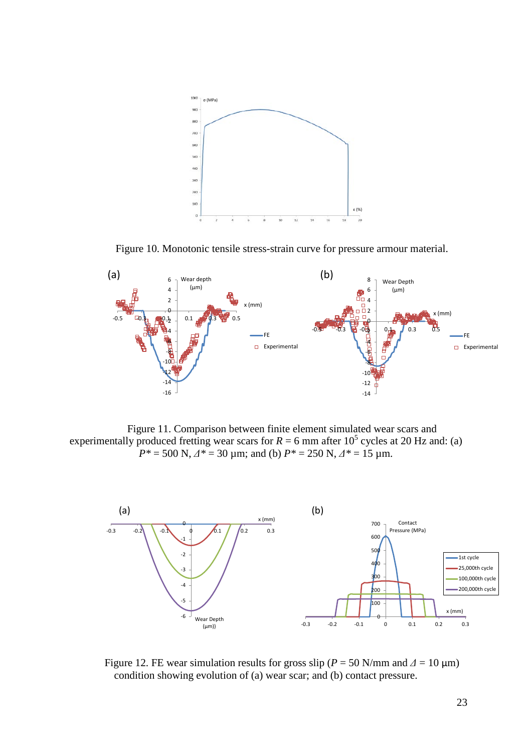Figure 10. Monotonic tensile stress-strain curve for pressure armour material.

Figure 11. Comparison between finite element simulated wear scars and experimentally produced fretting wear scars for $R$ = 6 mm after $10^5$ cycles at 20 Hz and: (a) $P^*$ = 500 N, $\Delta^*$ = 30 μm; and (b) $P^*$ = 250 N, $\Delta^*$ = 15 μm.

Figure 12. FE wear simulation results for gross slip ($P$ = 50 N/mm and $\Delta$ = 10 μm) condition showing evolution of (a) wear scar; and (b) contact pressure.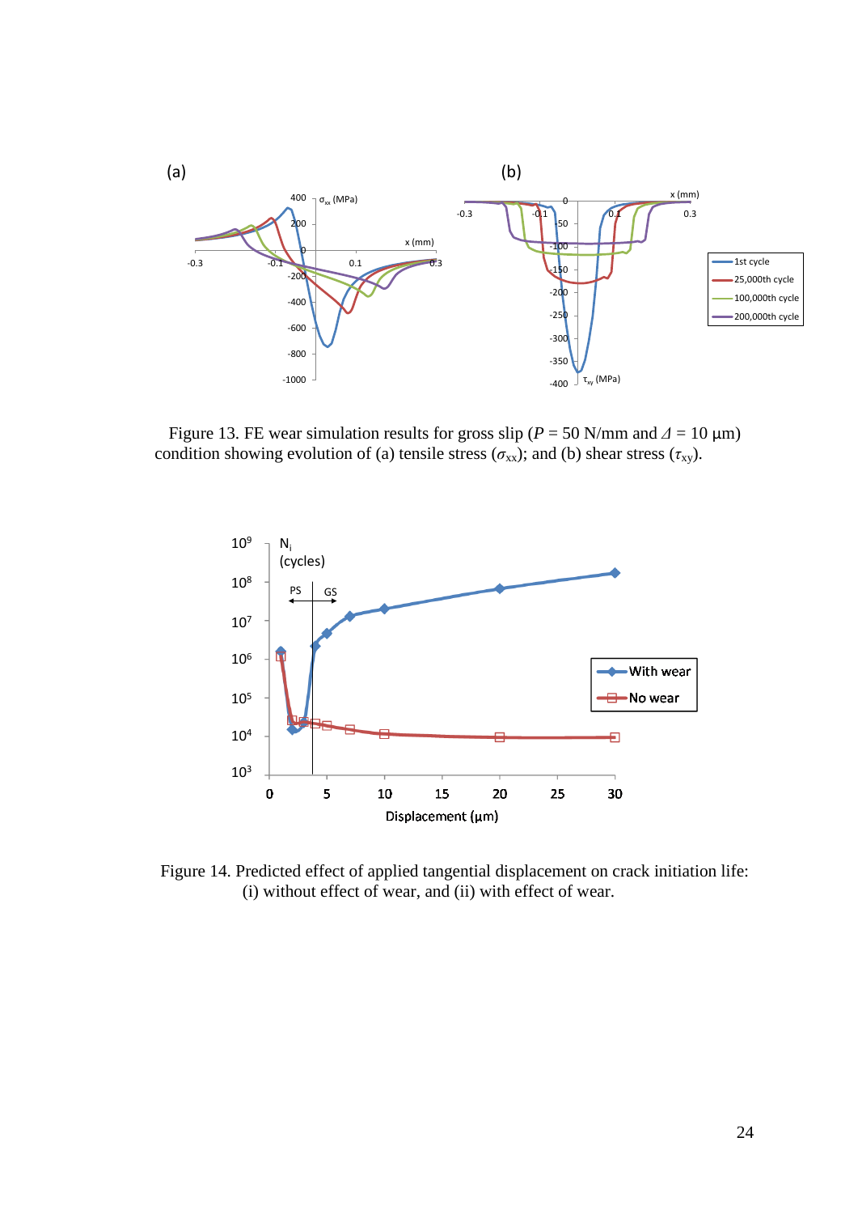Figure 13. FE wear simulation results for gross slip ($P$ = 50 N/mm and $\Delta$ = 10 μm) condition showing evolution of (a) tensile stress ($\sigma_{xx}$); and (b) shear stress ($\tau_{xy}$).

Figure 14. Predicted effect of applied tangential displacement on crack initiation life: (i) without effect of wear, and (ii) with effect of wear.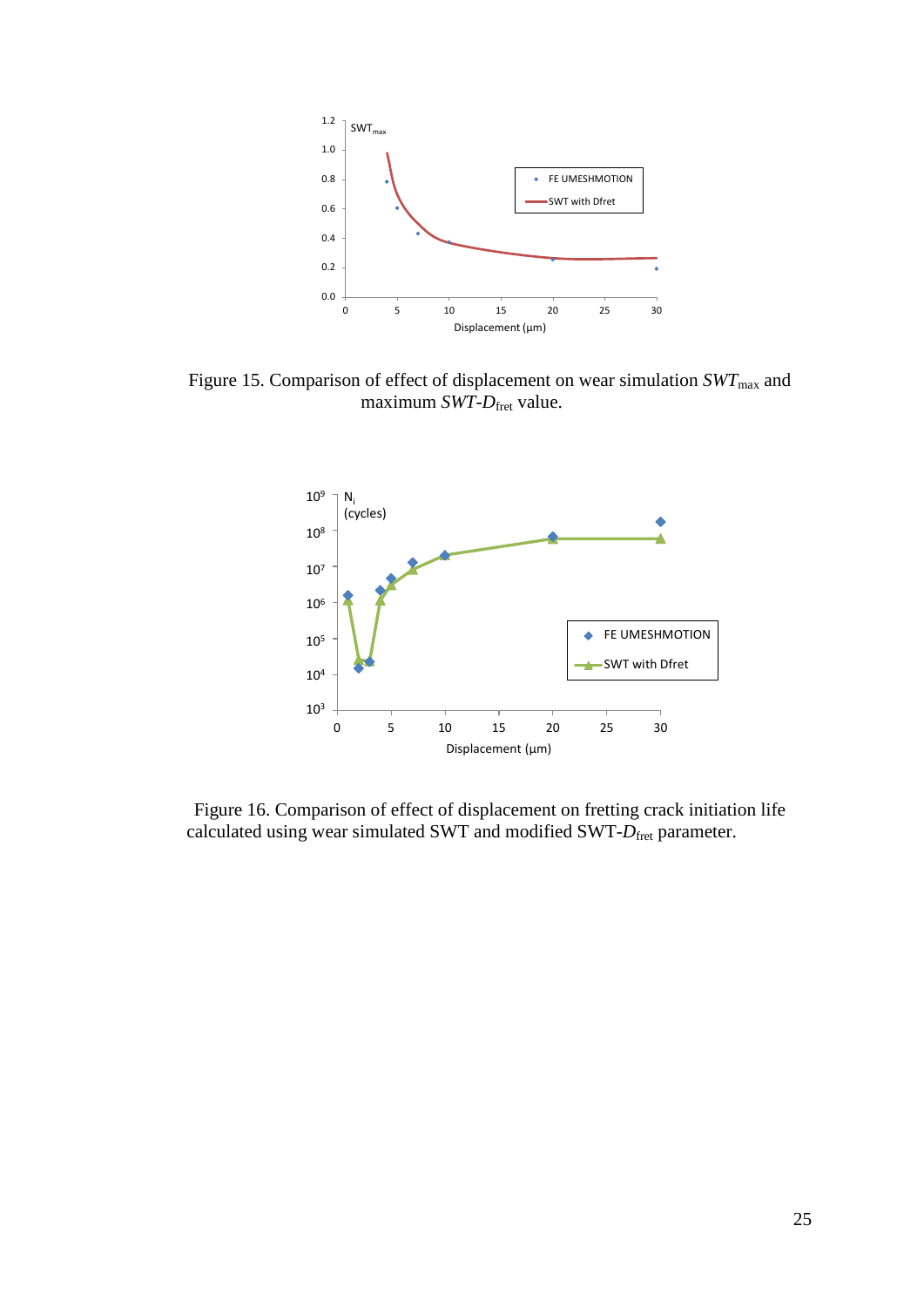Figure 15. Comparison of effect of displacement on wear simulation $SWT_{max}$ and maximum $SWT\text{-}D_{fret}$ value.

Figure 16. Comparison of effect of displacement on fretting crack initiation life calculated using wear simulated SWT and modified SWT-$D_{fret}$ parameter.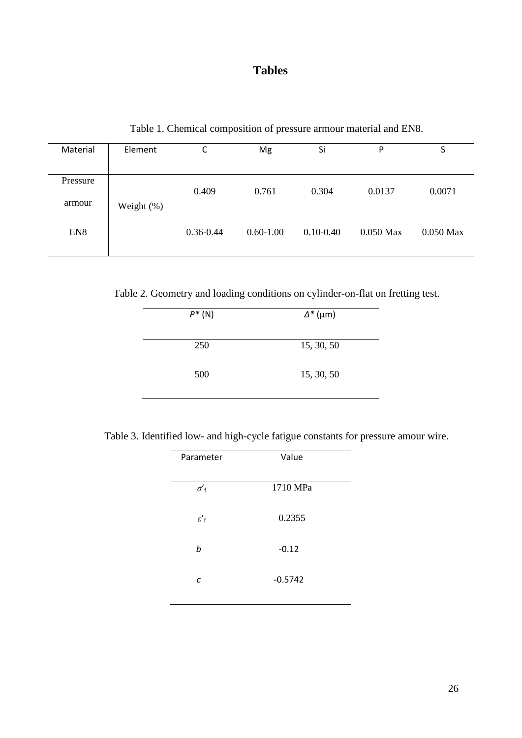# Tables

Table 1. Chemical composition of pressure armour material and EN8.

| Material | Element | C | Mg | Si | P | S |
|---|---|---|---|---|---|---|
| Pressure armour | Weight (%) | 0.409 | 0.761 | 0.304 | 0.0137 | 0.0071 |
| EN8 | | 0.36-0.44 | 0.60-1.00 | 0.10-0.40 | 0.050 Max | 0.050 Max |

Table 2. Geometry and loading conditions on cylinder-on-flat on fretting test.

| $P^*$ (N) | $\Delta^*$ (μm) |
|---|---|
| 250 | 15, 30, 50 |
| 500 | 15, 30, 50 |

Table 3. Identified low- and high-cycle fatigue constants for pressure amour wire.

| Parameter | Value |
|---|---|
| $\sigma'_f$ | 1710 MPa |
| $\varepsilon'_f$ | 0.2355 |
| $b$ | -0.12 |
| $c$ | -0.5742 |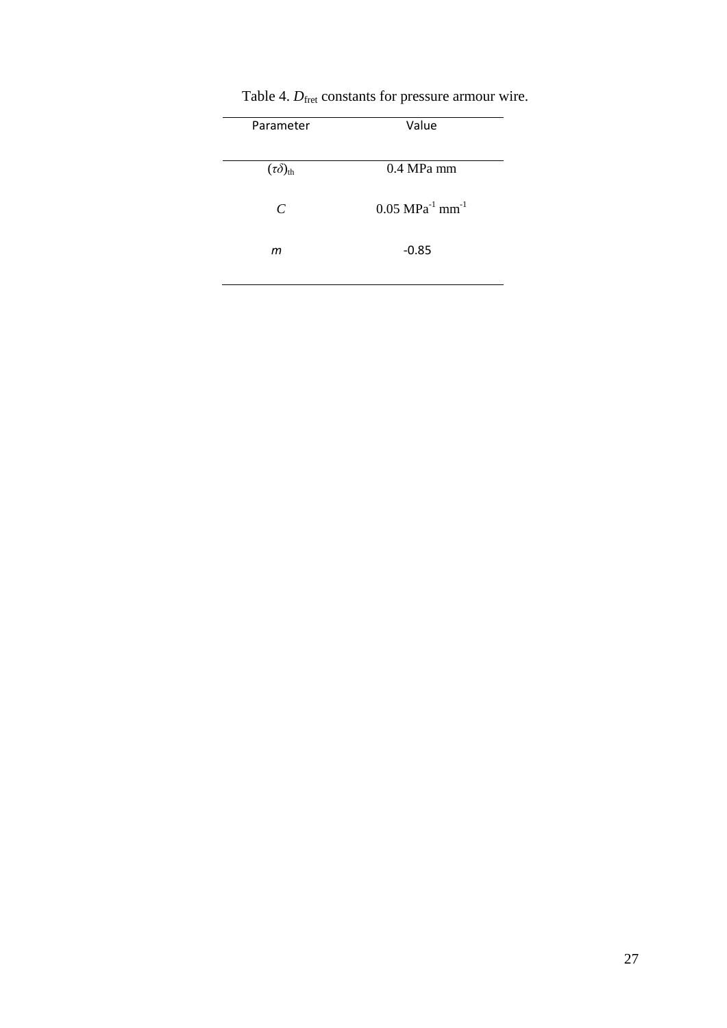Table 4. $D_{fret}$ constants for pressure armour wire.

| Parameter | Value |
| --- | --- |
| $(\tau\delta)_{th}$ | 0.4 MPa mm |
| $C$ | 0.05 $MPa^{-1}$ $mm^{-1}$ |
| $m$ | -0.85 |